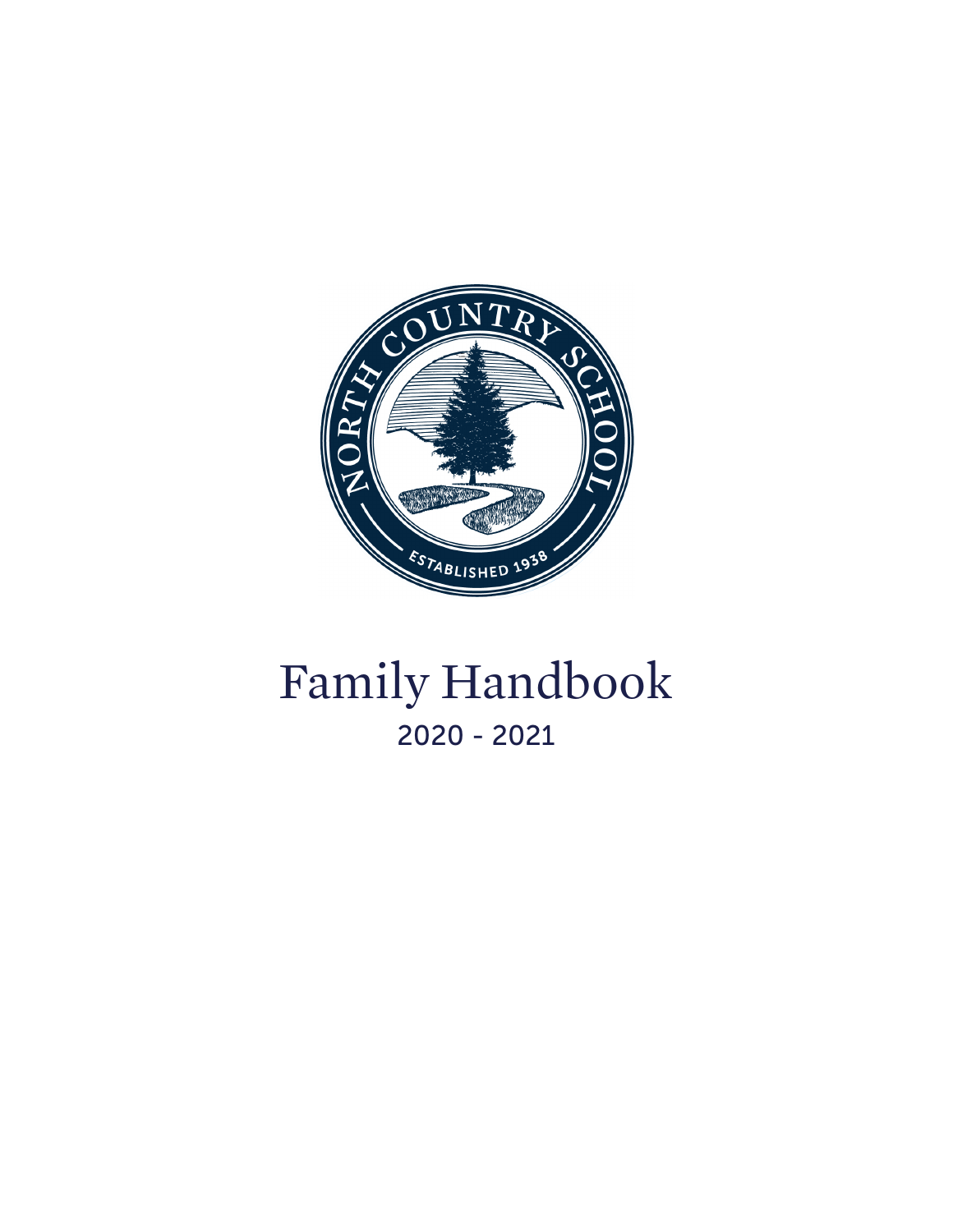# Family Handbook

2020 - 2021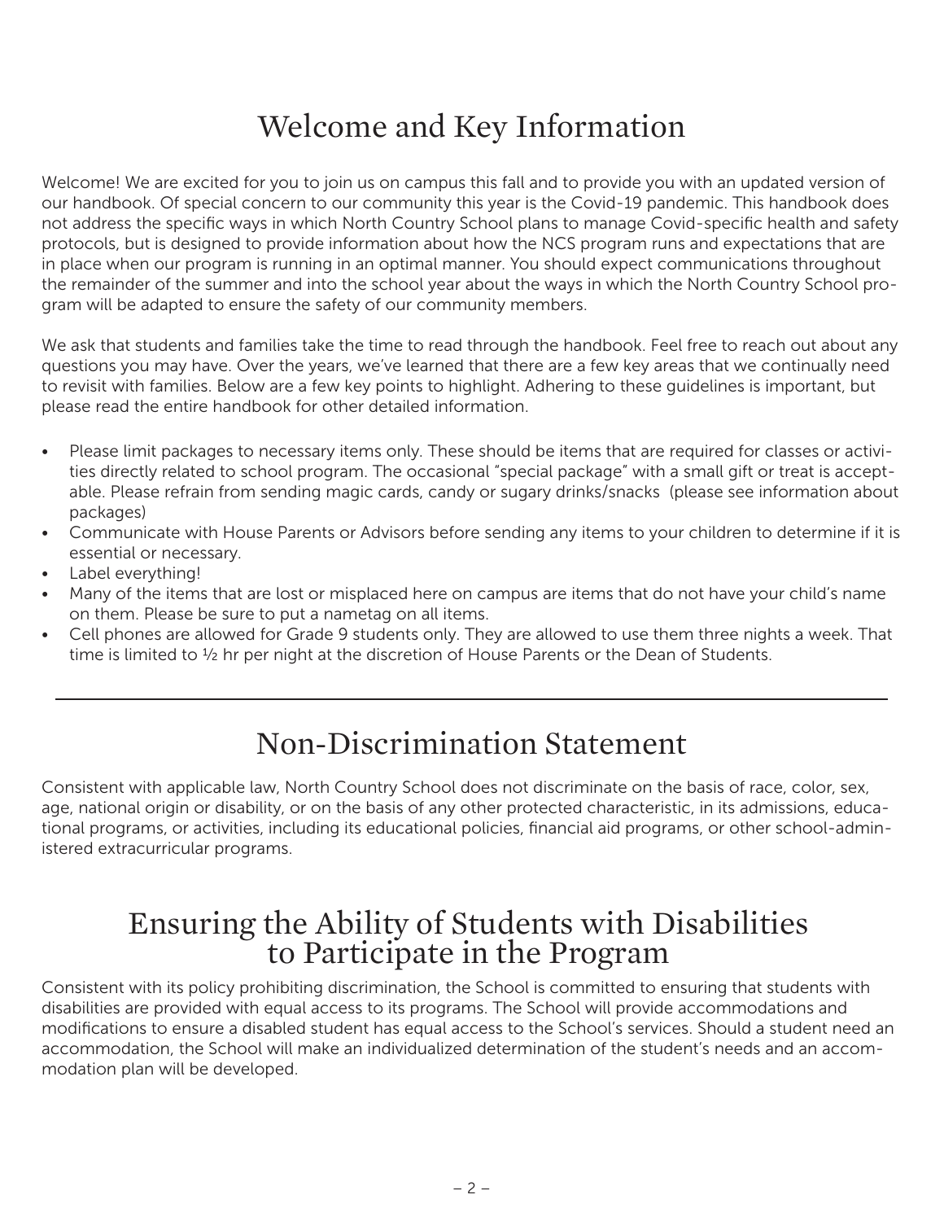# Welcome and Key Information

Welcome! We are excited for you to join us on campus this fall and to provide you with an updated version of our handbook. Of special concern to our community this year is the Covid-19 pandemic. This handbook does not address the specific ways in which North Country School plans to manage Covid-specific health and safety protocols, but is designed to provide information about how the NCS program runs and expectations that are in place when our program is running in an optimal manner. You should expect communications throughout the remainder of the summer and into the school year about the ways in which the North Country School program will be adapted to ensure the safety of our community members.

We ask that students and families take the time to read through the handbook. Feel free to reach out about any questions you may have. Over the years, we've learned that there are a few key areas that we continually need to revisit with families. Below are a few key points to highlight. Adhering to these guidelines is important, but please read the entire handbook for other detailed information.

- Please limit packages to necessary items only. These should be items that are required for classes or activities directly related to school program. The occasional "special package" with a small gift or treat is acceptable. Please refrain from sending magic cards, candy or sugary drinks/snacks (please see information about packages)
- Communicate with House Parents or Advisors before sending any items to your children to determine if it is essential or necessary.
- Label everything!
- Many of the items that are lost or misplaced here on campus are items that do not have your child's name on them. Please be sure to put a nametag on all items.
- Cell phones are allowed for Grade 9 students only. They are allowed to use them three nights a week. That time is limited to ½ hr per night at the discretion of House Parents or the Dean of Students.

---

# Non-Discrimination Statement

Consistent with applicable law, North Country School does not discriminate on the basis of race, color, sex, age, national origin or disability, or on the basis of any other protected characteristic, in its admissions, educational programs, or activities, including its educational policies, financial aid programs, or other school-administered extracurricular programs.

# Ensuring the Ability of Students with Disabilities to Participate in the Program

Consistent with its policy prohibiting discrimination, the School is committed to ensuring that students with disabilities are provided with equal access to its programs. The School will provide accommodations and modifications to ensure a disabled student has equal access to the School's services. Should a student need an accommodation, the School will make an individualized determination of the student's needs and an accommodation plan will be developed.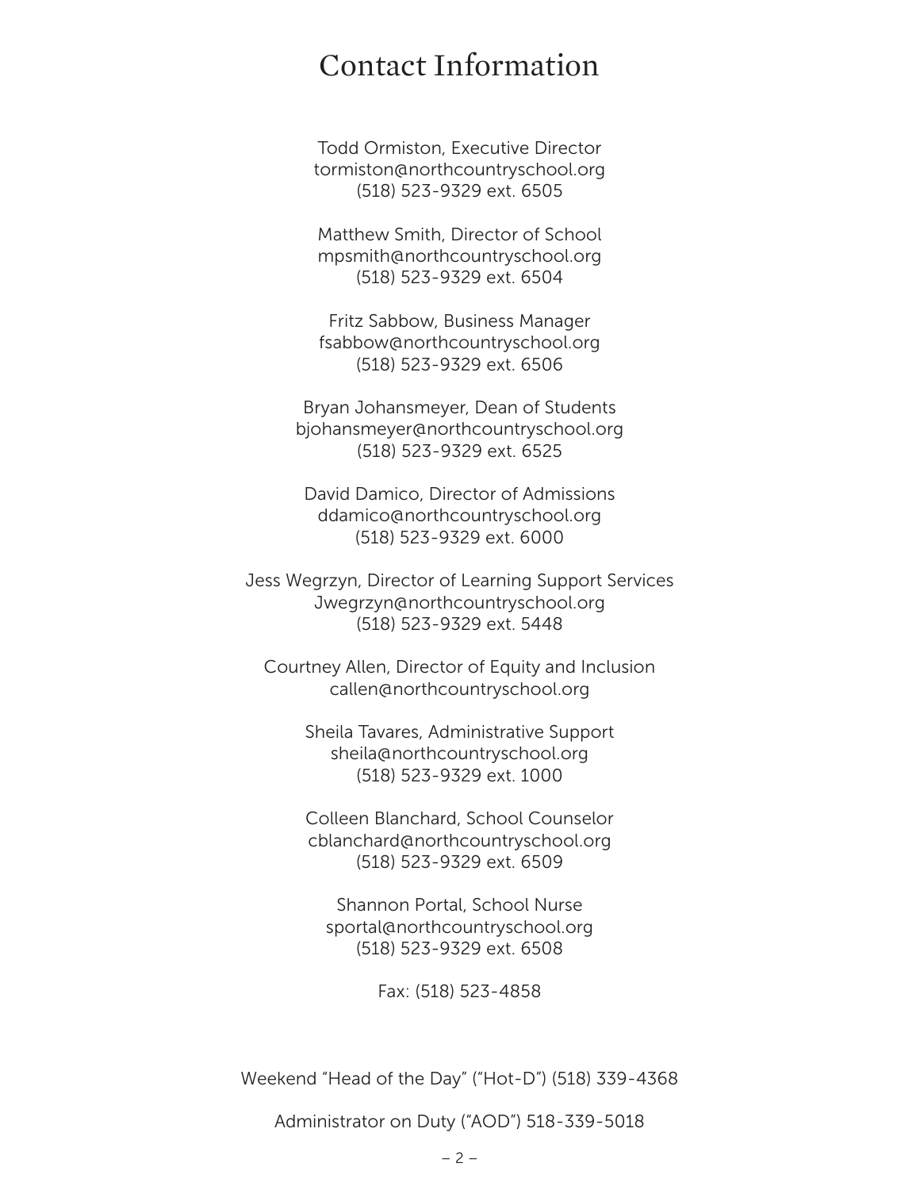# Contact Information

Todd Ormiston, Executive Director  
tormiston@northcountryschool.org  
(518) 523-9329 ext. 6505

Matthew Smith, Director of School  
mpsmith@northcountryschool.org  
(518) 523-9329 ext. 6504

Fritz Sabbow, Business Manager  
fsabbow@northcountryschool.org  
(518) 523-9329 ext. 6506

Bryan Johansmeyer, Dean of Students  
bjohansmeyer@northcountryschool.org  
(518) 523-9329 ext. 6525

David Damico, Director of Admissions  
ddamico@northcountryschool.org  
(518) 523-9329 ext. 6000

Jess Wegrzyn, Director of Learning Support Services  
Jwegrzyn@northcountryschool.org  
(518) 523-9329 ext. 5448

Courtney Allen, Director of Equity and Inclusion  
callen@northcountryschool.org

Sheila Tavares, Administrative Support  
sheila@northcountryschool.org  
(518) 523-9329 ext. 1000

Colleen Blanchard, School Counselor  
cblanchard@northcountryschool.org  
(518) 523-9329 ext. 6509

Shannon Portal, School Nurse  
sportal@northcountryschool.org  
(518) 523-9329 ext. 6508

Fax: (518) 523-4858

Weekend "Head of the Day" ("Hot-D") (518) 339-4368

Administrator on Duty ("AOD") 518-339-5018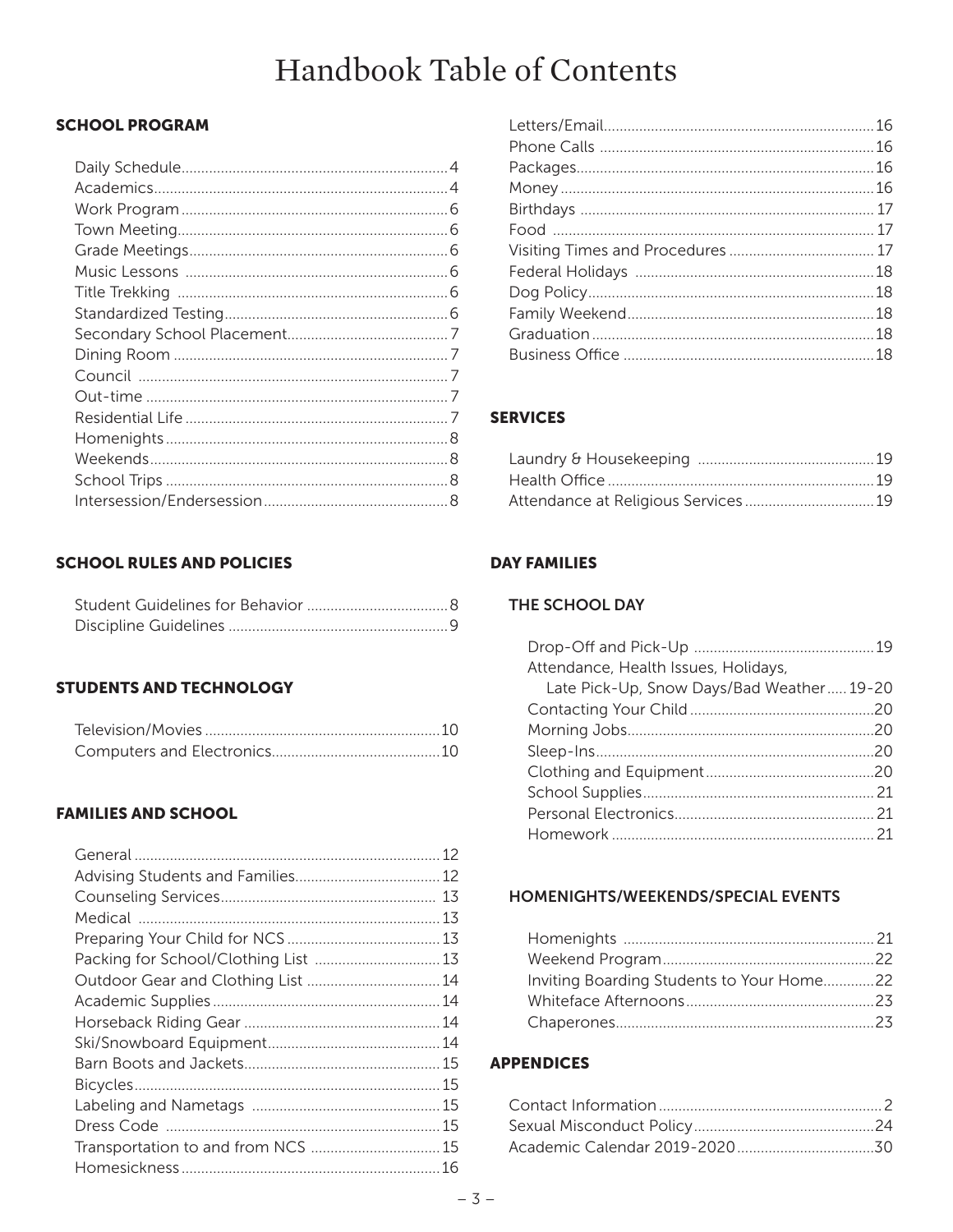# Handbook Table of Contents

## SCHOOL PROGRAM

- Daily Schedule....4
- Academics....4
- Work Program....6
- Town Meeting....6
- Grade Meetings....6
- Music Lessons....6
- Title Trekking....6
- Standardized Testing....6
- Secondary School Placement....7
- Dining Room....7
- Council....7
- Out-time....7
- Residential Life....7
- Homenights....8
- Weekends....8
- School Trips....8
- Intersession/Endersession....8

## SCHOOL RULES AND POLICIES

- Student Guidelines for Behavior....8
- Discipline Guidelines....9

## STUDENTS AND TECHNOLOGY

- Television/Movies....10
- Computers and Electronics....10

## FAMILIES AND SCHOOL

- General....12
- Advising Students and Families....12
- Counseling Services....13
- Medical....13
- Preparing Your Child for NCS....13
- Packing for School/Clothing List....13
- Outdoor Gear and Clothing List....14
- Academic Supplies....14
- Horseback Riding Gear....14
- Ski/Snowboard Equipment....14
- Barn Boots and Jackets....15
- Bicycles....15
- Labeling and Nametags....15
- Dress Code....15
- Transportation to and from NCS....15
- Homesickness....16
- Letters/Email....16
- Phone Calls....16
- Packages....16
- Money....16
- Birthdays....17
- Food....17
- Visiting Times and Procedures....17
- Federal Holidays....18
- Dog Policy....18
- Family Weekend....18
- Graduation....18
- Business Office....18

## SERVICES

- Laundry & Housekeeping....19
- Health Office....19
- Attendance at Religious Services....19

## DAY FAMILIES

### THE SCHOOL DAY

- Drop-Off and Pick-Up....19
- Attendance, Health Issues, Holidays, Late Pick-Up, Snow Days/Bad Weather....19-20
- Contacting Your Child....20
- Morning Jobs....20
- Sleep-Ins....20
- Clothing and Equipment....20
- School Supplies....21
- Personal Electronics....21
- Homework....21

### HOMENIGHTS/WEEKENDS/SPECIAL EVENTS

- Homenights....21
- Weekend Program....22
- Inviting Boarding Students to Your Home....22
- Whiteface Afternoons....23
- Chaperones....23

## APPENDICES

- Contact Information....2
- Sexual Misconduct Policy....24
- Academic Calendar 2019-2020....30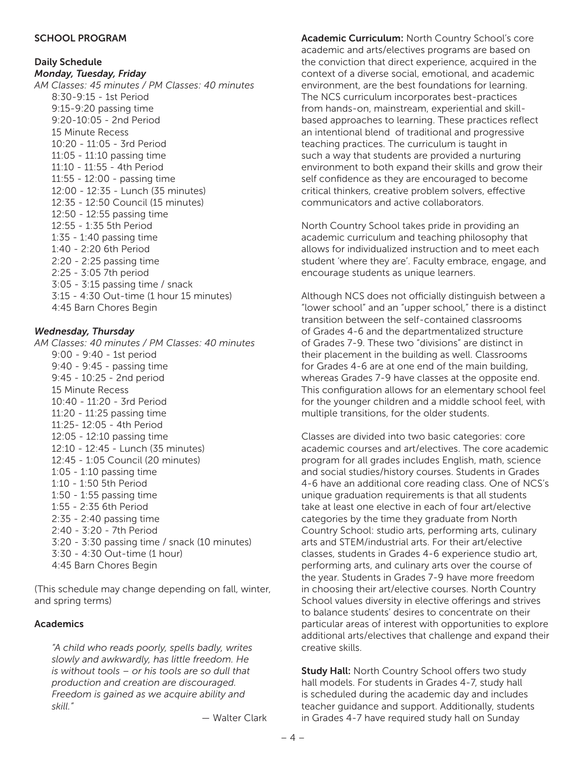## SCHOOL PROGRAM

### Daily Schedule

***Monday, Tuesday, Friday***

*AM Classes: 45 minutes / PM Classes: 40 minutes*

8:30-9:15 - 1st Period
9:15-9:20 passing time
9:20-10:05 - 2nd Period
15 Minute Recess
10:20 - 11:05 - 3rd Period
11:05 - 11:10 passing time
11:10 - 11:55 - 4th Period
11:55 - 12:00 - passing time
12:00 - 12:35 - Lunch (35 minutes)
12:35 - 12:50 Council (15 minutes)
12:50 - 12:55 passing time
12:55 - 1:35 5th Period
1:35 - 1:40 passing time
1:40 - 2:20 6th Period
2:20 - 2:25 passing time
2:25 - 3:05 7th period
3:05 - 3:15 passing time / snack
3:15 - 4:30 Out-time (1 hour 15 minutes)
4:45 Barn Chores Begin

***Wednesday, Thursday***

*AM Classes: 40 minutes / PM Classes: 40 minutes*

9:00 - 9:40 - 1st period
9:40 - 9:45 - passing time
9:45 - 10:25 - 2nd period
15 Minute Recess
10:40 - 11:20 - 3rd Period
11:20 - 11:25 passing time
11:25- 12:05 - 4th Period
12:05 - 12:10 passing time
12:10 - 12:45 - Lunch (35 minutes)
12:45 - 1:05 Council (20 minutes)
1:05 - 1:10 passing time
1:10 - 1:50 5th Period
1:50 - 1:55 passing time
1:55 - 2:35 6th Period
2:35 - 2:40 passing time
2:40 - 3:20 - 7th Period
3:20 - 3:30 passing time / snack (10 minutes)
3:30 - 4:30 Out-time (1 hour)
4:45 Barn Chores Begin

(This schedule may change depending on fall, winter, and spring terms)

### Academics

> *"A child who reads poorly, spells badly, writes slowly and awkwardly, has little freedom. He is without tools – or his tools are so dull that production and creation are discouraged. Freedom is gained as we acquire ability and skill."*
>
> — Walter Clark

**Academic Curriculum:** North Country School's core academic and arts/electives programs are based on the conviction that direct experience, acquired in the context of a diverse social, emotional, and academic environment, are the best foundations for learning. The NCS curriculum incorporates best-practices from hands-on, mainstream, experiential and skill-based approaches to learning. These practices reflect an intentional blend of traditional and progressive teaching practices. The curriculum is taught in such a way that students are provided a nurturing environment to both expand their skills and grow their self confidence as they are encouraged to become critical thinkers, creative problem solvers, effective communicators and active collaborators.

North Country School takes pride in providing an academic curriculum and teaching philosophy that allows for individualized instruction and to meet each student 'where they are'. Faculty embrace, engage, and encourage students as unique learners.

Although NCS does not officially distinguish between a "lower school" and an "upper school," there is a distinct transition between the self-contained classrooms of Grades 4-6 and the departmentalized structure of Grades 7-9. These two "divisions" are distinct in their placement in the building as well. Classrooms for Grades 4-6 are at one end of the main building, whereas Grades 7-9 have classes at the opposite end. This configuration allows for an elementary school feel for the younger children and a middle school feel, with multiple transitions, for the older students.

Classes are divided into two basic categories: core academic courses and art/electives. The core academic program for all grades includes English, math, science and social studies/history courses. Students in Grades 4-6 have an additional core reading class. One of NCS's unique graduation requirements is that all students take at least one elective in each of four art/elective categories by the time they graduate from North Country School: studio arts, performing arts, culinary arts and STEM/industrial arts. For their art/elective classes, students in Grades 4-6 experience studio art, performing arts, and culinary arts over the course of the year. Students in Grades 7-9 have more freedom in choosing their art/elective courses. North Country School values diversity in elective offerings and strives to balance students' desires to concentrate on their particular areas of interest with opportunities to explore additional arts/electives that challenge and expand their creative skills.

**Study Hall:** North Country School offers two study hall models. For students in Grades 4-7, study hall is scheduled during the academic day and includes teacher guidance and support. Additionally, students in Grades 4-7 have required study hall on Sunday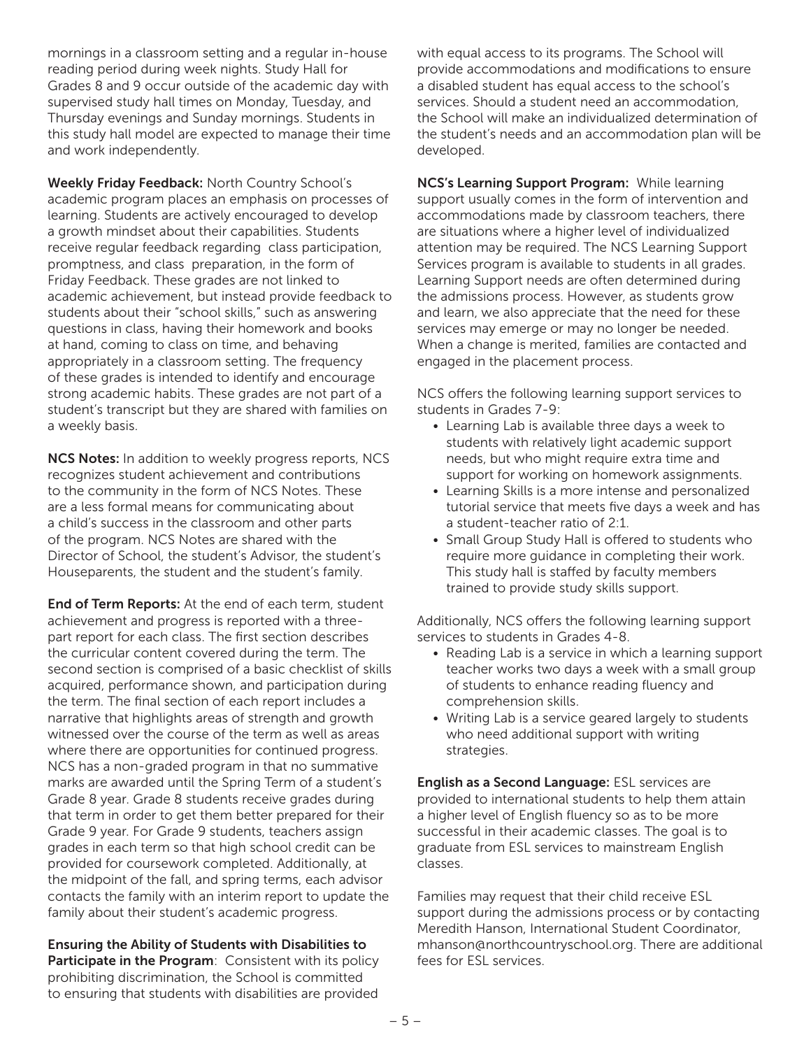mornings in a classroom setting and a regular in-house reading period during week nights. Study Hall for Grades 8 and 9 occur outside of the academic day with supervised study hall times on Monday, Tuesday, and Thursday evenings and Sunday mornings. Students in this study hall model are expected to manage their time and work independently.

**Weekly Friday Feedback:** North Country School's academic program places an emphasis on processes of learning. Students are actively encouraged to develop a growth mindset about their capabilities. Students receive regular feedback regarding class participation, promptness, and class preparation, in the form of Friday Feedback. These grades are not linked to academic achievement, but instead provide feedback to students about their "school skills," such as answering questions in class, having their homework and books at hand, coming to class on time, and behaving appropriately in a classroom setting. The frequency of these grades is intended to identify and encourage strong academic habits. These grades are not part of a student's transcript but they are shared with families on a weekly basis.

**NCS Notes:** In addition to weekly progress reports, NCS recognizes student achievement and contributions to the community in the form of NCS Notes. These are a less formal means for communicating about a child's success in the classroom and other parts of the program. NCS Notes are shared with the Director of School, the student's Advisor, the student's Houseparents, the student and the student's family.

**End of Term Reports:** At the end of each term, student achievement and progress is reported with a three-part report for each class. The first section describes the curricular content covered during the term. The second section is comprised of a basic checklist of skills acquired, performance shown, and participation during the term. The final section of each report includes a narrative that highlights areas of strength and growth witnessed over the course of the term as well as areas where there are opportunities for continued progress. NCS has a non-graded program in that no summative marks are awarded until the Spring Term of a student's Grade 8 year. Grade 8 students receive grades during that term in order to get them better prepared for their Grade 9 year. For Grade 9 students, teachers assign grades in each term so that high school credit can be provided for coursework completed. Additionally, at the midpoint of the fall, and spring terms, each advisor contacts the family with an interim report to update the family about their student's academic progress.

**Ensuring the Ability of Students with Disabilities to Participate in the Program**: Consistent with its policy prohibiting discrimination, the School is committed to ensuring that students with disabilities are provided with equal access to its programs. The School will provide accommodations and modifications to ensure a disabled student has equal access to the school's services. Should a student need an accommodation, the School will make an individualized determination of the student's needs and an accommodation plan will be developed.

**NCS's Learning Support Program:** While learning support usually comes in the form of intervention and accommodations made by classroom teachers, there are situations where a higher level of individualized attention may be required. The NCS Learning Support Services program is available to students in all grades. Learning Support needs are often determined during the admissions process. However, as students grow and learn, we also appreciate that the need for these services may emerge or may no longer be needed. When a change is merited, families are contacted and engaged in the placement process.

NCS offers the following learning support services to students in Grades 7-9:

- Learning Lab is available three days a week to students with relatively light academic support needs, but who might require extra time and support for working on homework assignments.
- Learning Skills is a more intense and personalized tutorial service that meets five days a week and has a student-teacher ratio of 2:1.
- Small Group Study Hall is offered to students who require more guidance in completing their work. This study hall is staffed by faculty members trained to provide study skills support.

Additionally, NCS offers the following learning support services to students in Grades 4-8.

- Reading Lab is a service in which a learning support teacher works two days a week with a small group of students to enhance reading fluency and comprehension skills.
- Writing Lab is a service geared largely to students who need additional support with writing strategies.

**English as a Second Language:** ESL services are provided to international students to help them attain a higher level of English fluency so as to be more successful in their academic classes. The goal is to graduate from ESL services to mainstream English classes.

Families may request that their child receive ESL support during the admissions process or by contacting Meredith Hanson, International Student Coordinator, mhanson@northcountryschool.org. There are additional fees for ESL services.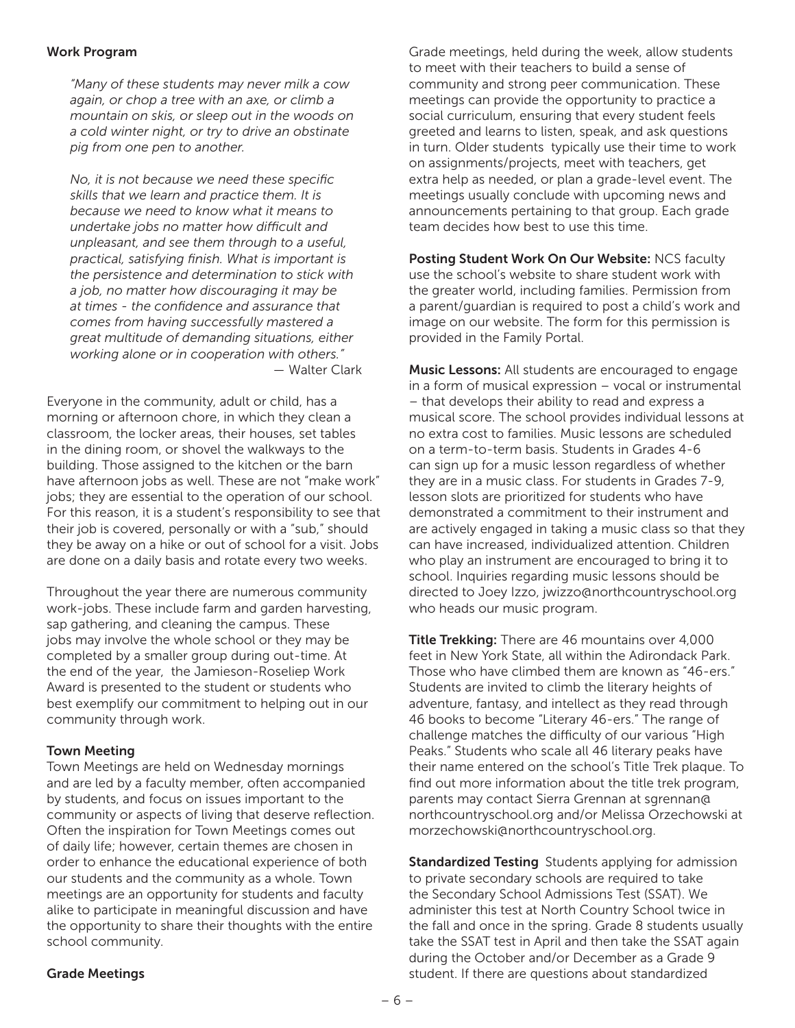### Work Program

> *"Many of these students may never milk a cow again, or chop a tree with an axe, or climb a mountain on skis, or sleep out in the woods on a cold winter night, or try to drive an obstinate pig from one pen to another.*
>
> *No, it is not because we need these specific skills that we learn and practice them. It is because we need to know what it means to undertake jobs no matter how difficult and unpleasant, and see them through to a useful, practical, satisfying finish. What is important is the persistence and determination to stick with a job, no matter how discouraging it may be at times - the confidence and assurance that comes from having successfully mastered a great multitude of demanding situations, either working alone or in cooperation with others."*
>
> — Walter Clark

Everyone in the community, adult or child, has a morning or afternoon chore, in which they clean a classroom, the locker areas, their houses, set tables in the dining room, or shovel the walkways to the building. Those assigned to the kitchen or the barn have afternoon jobs as well. These are not "make work" jobs; they are essential to the operation of our school. For this reason, it is a student's responsibility to see that their job is covered, personally or with a "sub," should they be away on a hike or out of school for a visit. Jobs are done on a daily basis and rotate every two weeks.

Throughout the year there are numerous community work-jobs. These include farm and garden harvesting, sap gathering, and cleaning the campus. These jobs may involve the whole school or they may be completed by a smaller group during out-time. At the end of the year, the Jamieson-Roseliep Work Award is presented to the student or students who best exemplify our commitment to helping out in our community through work.

### Town Meeting

Town Meetings are held on Wednesday mornings and are led by a faculty member, often accompanied by students, and focus on issues important to the community or aspects of living that deserve reflection. Often the inspiration for Town Meetings comes out of daily life; however, certain themes are chosen in order to enhance the educational experience of both our students and the community as a whole. Town meetings are an opportunity for students and faculty alike to participate in meaningful discussion and have the opportunity to share their thoughts with the entire school community.

### Grade Meetings

Grade meetings, held during the week, allow students to meet with their teachers to build a sense of community and strong peer communication. These meetings can provide the opportunity to practice a social curriculum, ensuring that every student feels greeted and learns to listen, speak, and ask questions in turn. Older students typically use their time to work on assignments/projects, meet with teachers, get extra help as needed, or plan a grade-level event. The meetings usually conclude with upcoming news and announcements pertaining to that group. Each grade team decides how best to use this time.

**Posting Student Work On Our Website:** NCS faculty use the school's website to share student work with the greater world, including families. Permission from a parent/guardian is required to post a child's work and image on our website. The form for this permission is provided in the Family Portal.

**Music Lessons:** All students are encouraged to engage in a form of musical expression – vocal or instrumental – that develops their ability to read and express a musical score. The school provides individual lessons at no extra cost to families. Music lessons are scheduled on a term-to-term basis. Students in Grades 4-6 can sign up for a music lesson regardless of whether they are in a music class. For students in Grades 7-9, lesson slots are prioritized for students who have demonstrated a commitment to their instrument and are actively engaged in taking a music class so that they can have increased, individualized attention. Children who play an instrument are encouraged to bring it to school. Inquiries regarding music lessons should be directed to Joey Izzo, jwizzo@northcountryschool.org who heads our music program.

**Title Trekking:** There are 46 mountains over 4,000 feet in New York State, all within the Adirondack Park. Those who have climbed them are known as "46-ers." Students are invited to climb the literary heights of adventure, fantasy, and intellect as they read through 46 books to become "Literary 46-ers." The range of challenge matches the difficulty of our various "High Peaks." Students who scale all 46 literary peaks have their name entered on the school's Title Trek plaque. To find out more information about the title trek program, parents may contact Sierra Grennan at sgrennan@northcountryschool.org and/or Melissa Orzechowski at morzechowski@northcountryschool.org.

**Standardized Testing** Students applying for admission to private secondary schools are required to take the Secondary School Admissions Test (SSAT). We administer this test at North Country School twice in the fall and once in the spring. Grade 8 students usually take the SSAT test in April and then take the SSAT again during the October and/or December as a Grade 9 student. If there are questions about standardized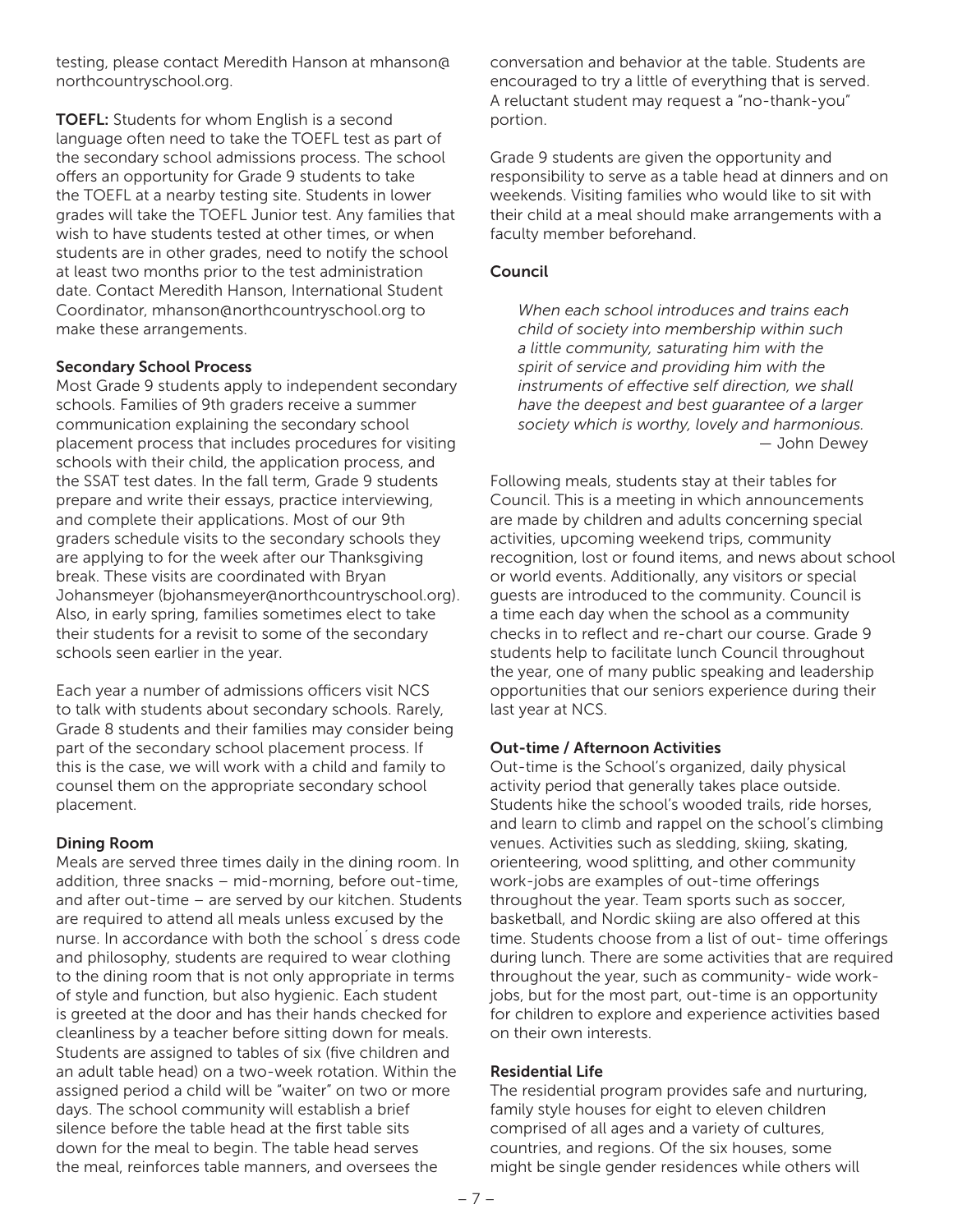testing, please contact Meredith Hanson at mhanson@northcountryschool.org.

**TOEFL:** Students for whom English is a second language often need to take the TOEFL test as part of the secondary school admissions process. The school offers an opportunity for Grade 9 students to take the TOEFL at a nearby testing site. Students in lower grades will take the TOEFL Junior test. Any families that wish to have students tested at other times, or when students are in other grades, need to notify the school at least two months prior to the test administration date. Contact Meredith Hanson, International Student Coordinator, mhanson@northcountryschool.org to make these arrangements.

### Secondary School Process

Most Grade 9 students apply to independent secondary schools. Families of 9th graders receive a summer communication explaining the secondary school placement process that includes procedures for visiting schools with their child, the application process, and the SSAT test dates. In the fall term, Grade 9 students prepare and write their essays, practice interviewing, and complete their applications. Most of our 9th graders schedule visits to the secondary schools they are applying to for the week after our Thanksgiving break. These visits are coordinated with Bryan Johansmeyer (bjohansmeyer@northcountryschool.org). Also, in early spring, families sometimes elect to take their students for a revisit to some of the secondary schools seen earlier in the year.

Each year a number of admissions officers visit NCS to talk with students about secondary schools. Rarely, Grade 8 students and their families may consider being part of the secondary school placement process. If this is the case, we will work with a child and family to counsel them on the appropriate secondary school placement.

### Dining Room

Meals are served three times daily in the dining room. In addition, three snacks – mid-morning, before out-time, and after out-time – are served by our kitchen. Students are required to attend all meals unless excused by the nurse. In accordance with both the school´s dress code and philosophy, students are required to wear clothing to the dining room that is not only appropriate in terms of style and function, but also hygienic. Each student is greeted at the door and has their hands checked for cleanliness by a teacher before sitting down for meals. Students are assigned to tables of six (five children and an adult table head) on a two-week rotation. Within the assigned period a child will be "waiter" on two or more days. The school community will establish a brief silence before the table head at the first table sits down for the meal to begin. The table head serves the meal, reinforces table manners, and oversees the conversation and behavior at the table. Students are encouraged to try a little of everything that is served. A reluctant student may request a "no-thank-you" portion.

Grade 9 students are given the opportunity and responsibility to serve as a table head at dinners and on weekends. Visiting families who would like to sit with their child at a meal should make arrangements with a faculty member beforehand.

### Council

> *When each school introduces and trains each child of society into membership within such a little community, saturating him with the spirit of service and providing him with the instruments of effective self direction, we shall have the deepest and best guarantee of a larger society which is worthy, lovely and harmonious.*
> — John Dewey

Following meals, students stay at their tables for Council. This is a meeting in which announcements are made by children and adults concerning special activities, upcoming weekend trips, community recognition, lost or found items, and news about school or world events. Additionally, any visitors or special guests are introduced to the community. Council is a time each day when the school as a community checks in to reflect and re-chart our course. Grade 9 students help to facilitate lunch Council throughout the year, one of many public speaking and leadership opportunities that our seniors experience during their last year at NCS.

### Out-time / Afternoon Activities

Out-time is the School's organized, daily physical activity period that generally takes place outside. Students hike the school's wooded trails, ride horses, and learn to climb and rappel on the school's climbing venues. Activities such as sledding, skiing, skating, orienteering, wood splitting, and other community work-jobs are examples of out-time offerings throughout the year. Team sports such as soccer, basketball, and Nordic skiing are also offered at this time. Students choose from a list of out- time offerings during lunch. There are some activities that are required throughout the year, such as community- wide work-jobs, but for the most part, out-time is an opportunity for children to explore and experience activities based on their own interests.

### Residential Life

The residential program provides safe and nurturing, family style houses for eight to eleven children comprised of all ages and a variety of cultures, countries, and regions. Of the six houses, some might be single gender residences while others will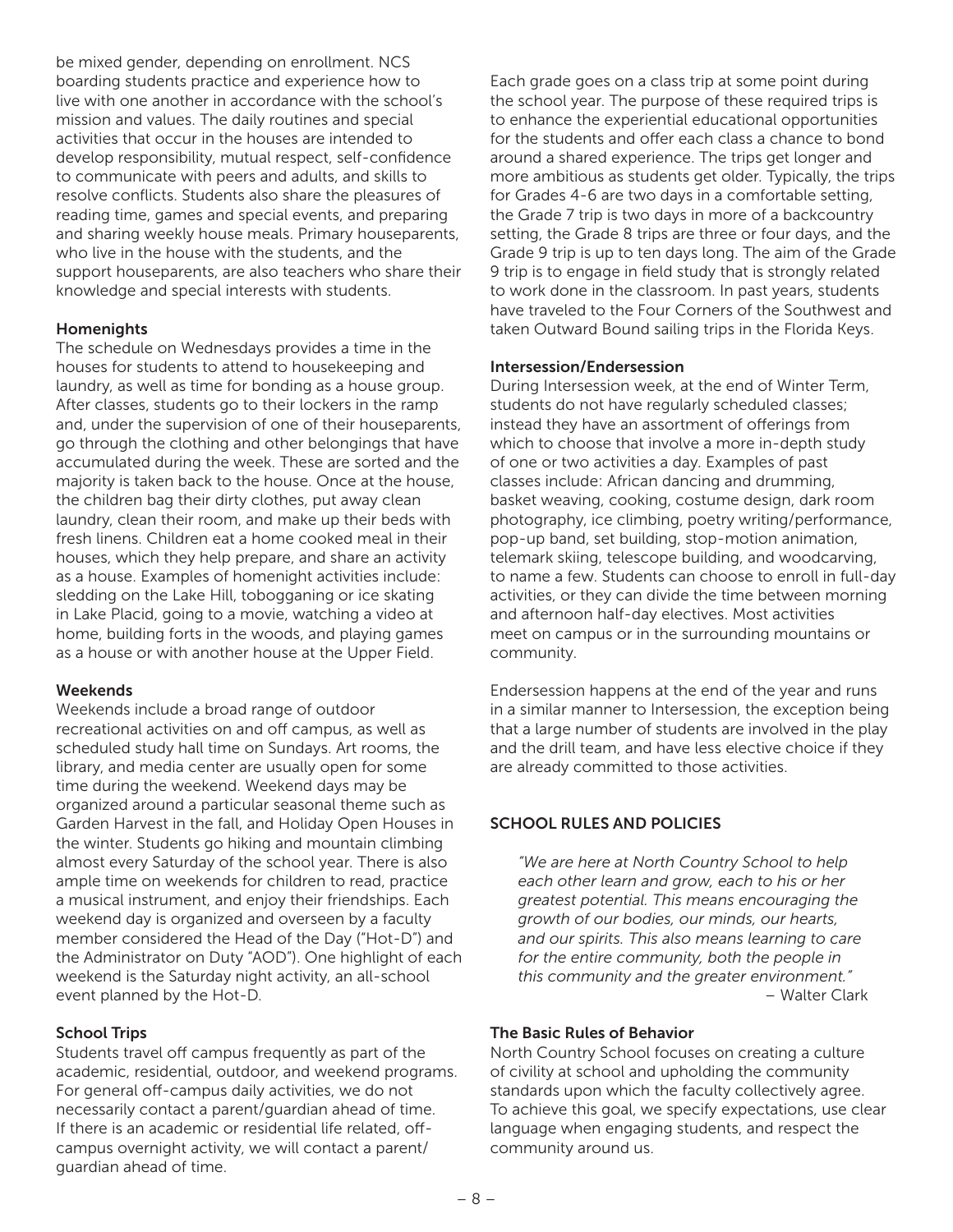be mixed gender, depending on enrollment. NCS boarding students practice and experience how to live with one another in accordance with the school's mission and values. The daily routines and special activities that occur in the houses are intended to develop responsibility, mutual respect, self-confidence to communicate with peers and adults, and skills to resolve conflicts. Students also share the pleasures of reading time, games and special events, and preparing and sharing weekly house meals. Primary houseparents, who live in the house with the students, and the support houseparents, are also teachers who share their knowledge and special interests with students.

#### Homenights

The schedule on Wednesdays provides a time in the houses for students to attend to housekeeping and laundry, as well as time for bonding as a house group. After classes, students go to their lockers in the ramp and, under the supervision of one of their houseparents, go through the clothing and other belongings that have accumulated during the week. These are sorted and the majority is taken back to the house. Once at the house, the children bag their dirty clothes, put away clean laundry, clean their room, and make up their beds with fresh linens. Children eat a home cooked meal in their houses, which they help prepare, and share an activity as a house. Examples of homenight activities include: sledding on the Lake Hill, tobogganing or ice skating in Lake Placid, going to a movie, watching a video at home, building forts in the woods, and playing games as a house or with another house at the Upper Field.

#### Weekends

Weekends include a broad range of outdoor recreational activities on and off campus, as well as scheduled study hall time on Sundays. Art rooms, the library, and media center are usually open for some time during the weekend. Weekend days may be organized around a particular seasonal theme such as Garden Harvest in the fall, and Holiday Open Houses in the winter. Students go hiking and mountain climbing almost every Saturday of the school year. There is also ample time on weekends for children to read, practice a musical instrument, and enjoy their friendships. Each weekend day is organized and overseen by a faculty member considered the Head of the Day ("Hot-D") and the Administrator on Duty "AOD"). One highlight of each weekend is the Saturday night activity, an all-school event planned by the Hot-D.

#### School Trips

Students travel off campus frequently as part of the academic, residential, outdoor, and weekend programs. For general off-campus daily activities, we do not necessarily contact a parent/guardian ahead of time. If there is an academic or residential life related, off-campus overnight activity, we will contact a parent/guardian ahead of time.

Each grade goes on a class trip at some point during the school year. The purpose of these required trips is to enhance the experiential educational opportunities for the students and offer each class a chance to bond around a shared experience. The trips get longer and more ambitious as students get older. Typically, the trips for Grades 4-6 are two days in a comfortable setting, the Grade 7 trip is two days in more of a backcountry setting, the Grade 8 trips are three or four days, and the Grade 9 trip is up to ten days long. The aim of the Grade 9 trip is to engage in field study that is strongly related to work done in the classroom. In past years, students have traveled to the Four Corners of the Southwest and taken Outward Bound sailing trips in the Florida Keys.

#### Intersession/Endersession

During Intersession week, at the end of Winter Term, students do not have regularly scheduled classes; instead they have an assortment of offerings from which to choose that involve a more in-depth study of one or two activities a day. Examples of past classes include: African dancing and drumming, basket weaving, cooking, costume design, dark room photography, ice climbing, poetry writing/performance, pop-up band, set building, stop-motion animation, telemark skiing, telescope building, and woodcarving, to name a few. Students can choose to enroll in full-day activities, or they can divide the time between morning and afternoon half-day electives. Most activities meet on campus or in the surrounding mountains or community.

Endersession happens at the end of the year and runs in a similar manner to Intersession, the exception being that a large number of students are involved in the play and the drill team, and have less elective choice if they are already committed to those activities.

### SCHOOL RULES AND POLICIES

> *"We are here at North Country School to help each other learn and grow, each to his or her greatest potential. This means encouraging the growth of our bodies, our minds, our hearts, and our spirits. This also means learning to care for the entire community, both the people in this community and the greater environment."*
>
> – Walter Clark

#### The Basic Rules of Behavior

North Country School focuses on creating a culture of civility at school and upholding the community standards upon which the faculty collectively agree. To achieve this goal, we specify expectations, use clear language when engaging students, and respect the community around us.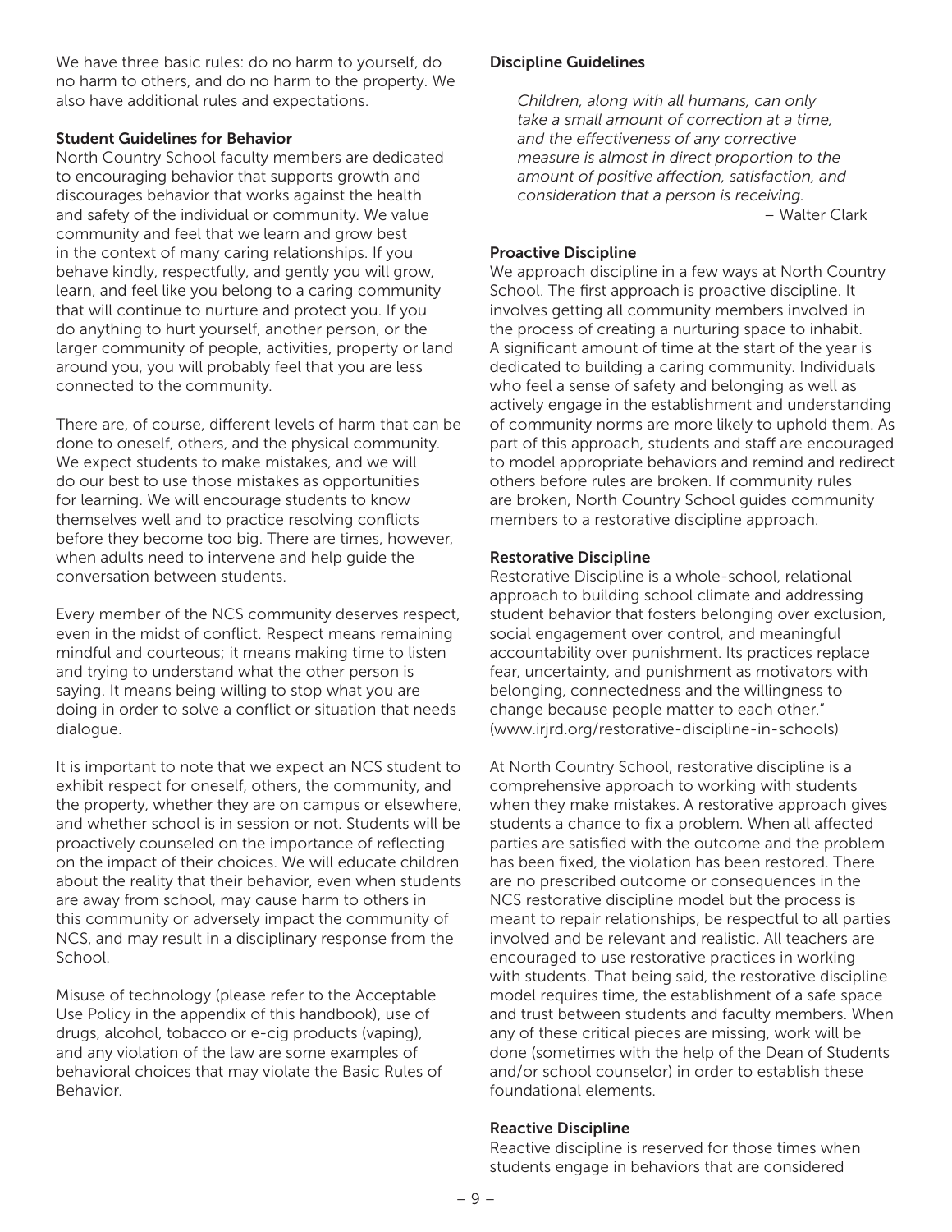We have three basic rules: do no harm to yourself, do no harm to others, and do no harm to the property. We also have additional rules and expectations.

### Student Guidelines for Behavior

North Country School faculty members are dedicated to encouraging behavior that supports growth and discourages behavior that works against the health and safety of the individual or community. We value community and feel that we learn and grow best in the context of many caring relationships. If you behave kindly, respectfully, and gently you will grow, learn, and feel like you belong to a caring community that will continue to nurture and protect you. If you do anything to hurt yourself, another person, or the larger community of people, activities, property or land around you, you will probably feel that you are less connected to the community.

There are, of course, different levels of harm that can be done to oneself, others, and the physical community. We expect students to make mistakes, and we will do our best to use those mistakes as opportunities for learning. We will encourage students to know themselves well and to practice resolving conflicts before they become too big. There are times, however, when adults need to intervene and help guide the conversation between students.

Every member of the NCS community deserves respect, even in the midst of conflict. Respect means remaining mindful and courteous; it means making time to listen and trying to understand what the other person is saying. It means being willing to stop what you are doing in order to solve a conflict or situation that needs dialogue.

It is important to note that we expect an NCS student to exhibit respect for oneself, others, the community, and the property, whether they are on campus or elsewhere, and whether school is in session or not. Students will be proactively counseled on the importance of reflecting on the impact of their choices. We will educate children about the reality that their behavior, even when students are away from school, may cause harm to others in this community or adversely impact the community of NCS, and may result in a disciplinary response from the School.

Misuse of technology (please refer to the Acceptable Use Policy in the appendix of this handbook), use of drugs, alcohol, tobacco or e-cig products (vaping), and any violation of the law are some examples of behavioral choices that may violate the Basic Rules of Behavior.

### Discipline Guidelines

> *Children, along with all humans, can only take a small amount of correction at a time, and the effectiveness of any corrective measure is almost in direct proportion to the amount of positive affection, satisfaction, and consideration that a person is receiving.*
>
> – Walter Clark

### Proactive Discipline

We approach discipline in a few ways at North Country School. The first approach is proactive discipline. It involves getting all community members involved in the process of creating a nurturing space to inhabit. A significant amount of time at the start of the year is dedicated to building a caring community. Individuals who feel a sense of safety and belonging as well as actively engage in the establishment and understanding of community norms are more likely to uphold them. As part of this approach, students and staff are encouraged to model appropriate behaviors and remind and redirect others before rules are broken. If community rules are broken, North Country School guides community members to a restorative discipline approach.

### Restorative Discipline

Restorative Discipline is a whole-school, relational approach to building school climate and addressing student behavior that fosters belonging over exclusion, social engagement over control, and meaningful accountability over punishment. Its practices replace fear, uncertainty, and punishment as motivators with belonging, connectedness and the willingness to change because people matter to each other." (www.irjrd.org/restorative-discipline-in-schools)

At North Country School, restorative discipline is a comprehensive approach to working with students when they make mistakes. A restorative approach gives students a chance to fix a problem. When all affected parties are satisfied with the outcome and the problem has been fixed, the violation has been restored. There are no prescribed outcome or consequences in the NCS restorative discipline model but the process is meant to repair relationships, be respectful to all parties involved and be relevant and realistic. All teachers are encouraged to use restorative practices in working with students. That being said, the restorative discipline model requires time, the establishment of a safe space and trust between students and faculty members. When any of these critical pieces are missing, work will be done (sometimes with the help of the Dean of Students and/or school counselor) in order to establish these foundational elements.

### Reactive Discipline

Reactive discipline is reserved for those times when students engage in behaviors that are considered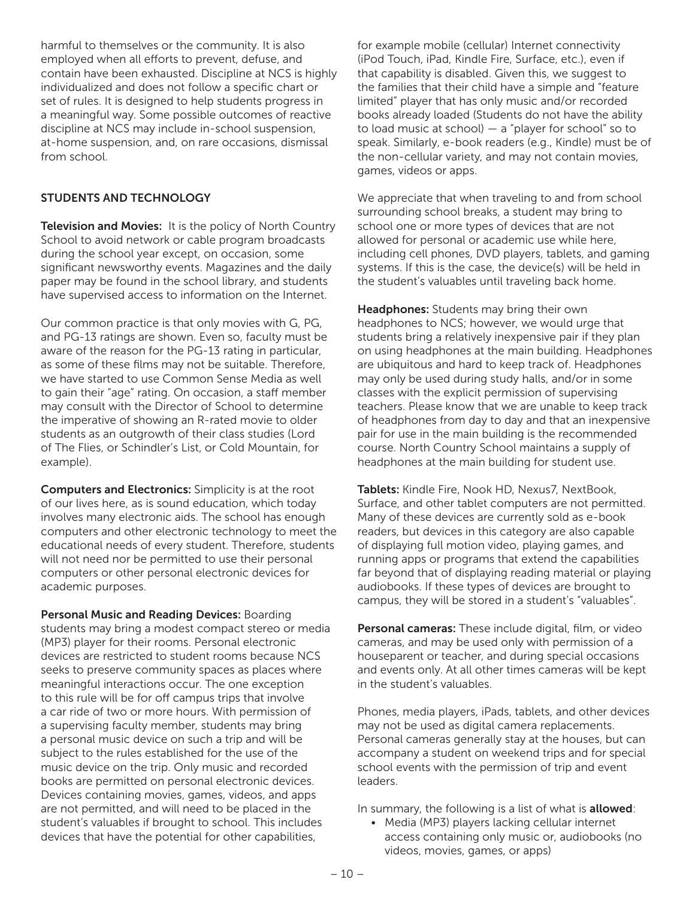harmful to themselves or the community. It is also employed when all efforts to prevent, defuse, and contain have been exhausted. Discipline at NCS is highly individualized and does not follow a specific chart or set of rules. It is designed to help students progress in a meaningful way. Some possible outcomes of reactive discipline at NCS may include in-school suspension, at-home suspension, and, on rare occasions, dismissal from school.

## STUDENTS AND TECHNOLOGY

**Television and Movies:** It is the policy of North Country School to avoid network or cable program broadcasts during the school year except, on occasion, some significant newsworthy events. Magazines and the daily paper may be found in the school library, and students have supervised access to information on the Internet.

Our common practice is that only movies with G, PG, and PG-13 ratings are shown. Even so, faculty must be aware of the reason for the PG-13 rating in particular, as some of these films may not be suitable. Therefore, we have started to use Common Sense Media as well to gain their "age" rating. On occasion, a staff member may consult with the Director of School to determine the imperative of showing an R-rated movie to older students as an outgrowth of their class studies (Lord of The Flies, or Schindler's List, or Cold Mountain, for example).

**Computers and Electronics:** Simplicity is at the root of our lives here, as is sound education, which today involves many electronic aids. The school has enough computers and other electronic technology to meet the educational needs of every student. Therefore, students will not need nor be permitted to use their personal computers or other personal electronic devices for academic purposes.

**Personal Music and Reading Devices:** Boarding students may bring a modest compact stereo or media (MP3) player for their rooms. Personal electronic devices are restricted to student rooms because NCS seeks to preserve community spaces as places where meaningful interactions occur. The one exception to this rule will be for off campus trips that involve a car ride of two or more hours. With permission of a supervising faculty member, students may bring a personal music device on such a trip and will be subject to the rules established for the use of the music device on the trip. Only music and recorded books are permitted on personal electronic devices. Devices containing movies, games, videos, and apps are not permitted, and will need to be placed in the student's valuables if brought to school. This includes devices that have the potential for other capabilities, for example mobile (cellular) Internet connectivity (iPod Touch, iPad, Kindle Fire, Surface, etc.), even if that capability is disabled. Given this, we suggest to the families that their child have a simple and "feature limited" player that has only music and/or recorded books already loaded (Students do not have the ability to load music at school) — a "player for school" so to speak. Similarly, e-book readers (e.g., Kindle) must be of the non-cellular variety, and may not contain movies, games, videos or apps.

We appreciate that when traveling to and from school surrounding school breaks, a student may bring to school one or more types of devices that are not allowed for personal or academic use while here, including cell phones, DVD players, tablets, and gaming systems. If this is the case, the device(s) will be held in the student's valuables until traveling back home.

**Headphones:** Students may bring their own headphones to NCS; however, we would urge that students bring a relatively inexpensive pair if they plan on using headphones at the main building. Headphones are ubiquitous and hard to keep track of. Headphones may only be used during study halls, and/or in some classes with the explicit permission of supervising teachers. Please know that we are unable to keep track of headphones from day to day and that an inexpensive pair for use in the main building is the recommended course. North Country School maintains a supply of headphones at the main building for student use.

**Tablets:** Kindle Fire, Nook HD, Nexus7, NextBook, Surface, and other tablet computers are not permitted. Many of these devices are currently sold as e-book readers, but devices in this category are also capable of displaying full motion video, playing games, and running apps or programs that extend the capabilities far beyond that of displaying reading material or playing audiobooks. If these types of devices are brought to campus, they will be stored in a student's "valuables".

**Personal cameras:** These include digital, film, or video cameras, and may be used only with permission of a houseparent or teacher, and during special occasions and events only. At all other times cameras will be kept in the student's valuables.

Phones, media players, iPads, tablets, and other devices may not be used as digital camera replacements. Personal cameras generally stay at the houses, but can accompany a student on weekend trips and for special school events with the permission of trip and event leaders.

In summary, the following is a list of what is **allowed**:

- Media (MP3) players lacking cellular internet access containing only music or, audiobooks (no videos, movies, games, or apps)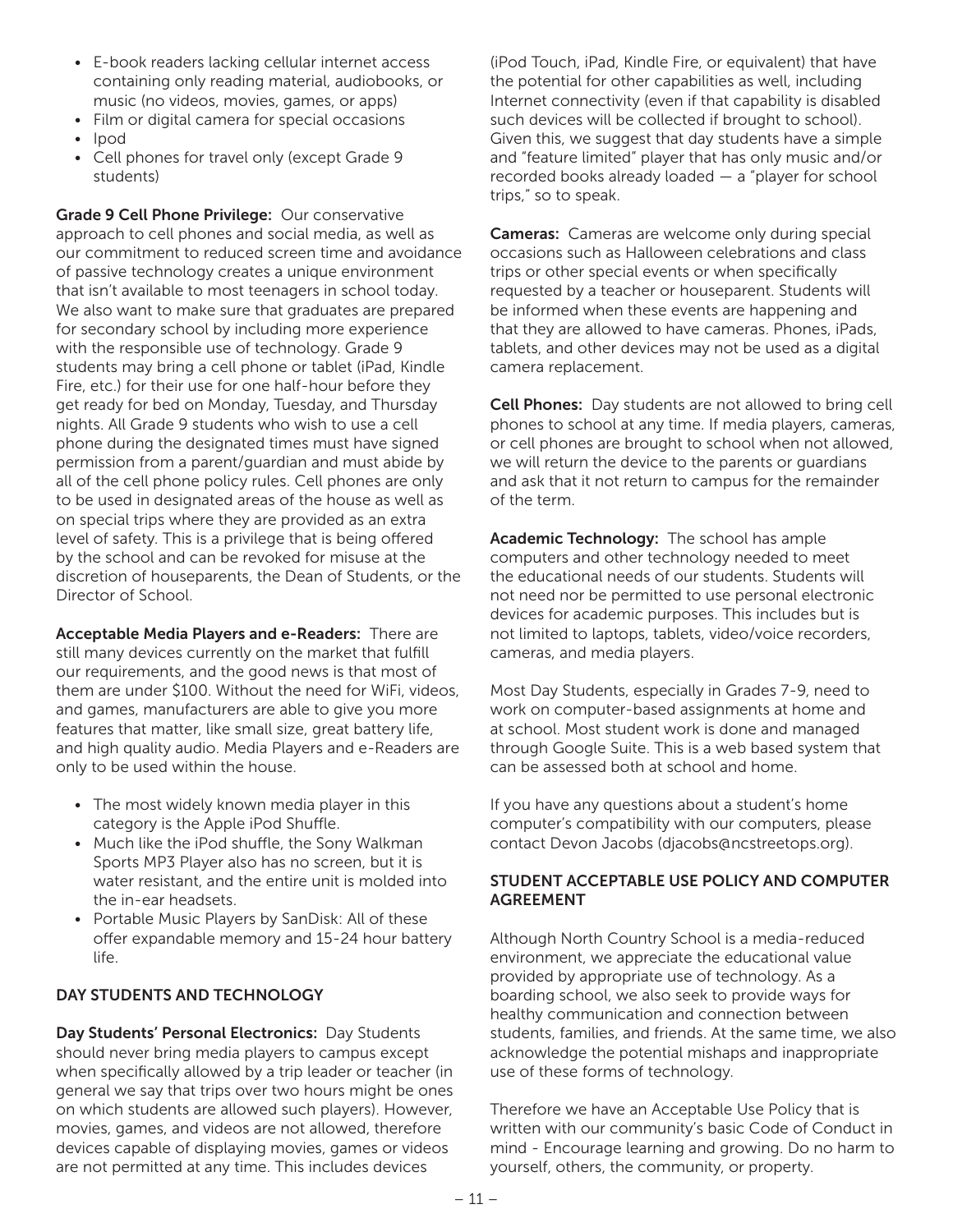- E-book readers lacking cellular internet access containing only reading material, audiobooks, or music (no videos, movies, games, or apps)
- Film or digital camera for special occasions
- Ipod
- Cell phones for travel only (except Grade 9 students)

**Grade 9 Cell Phone Privilege:** Our conservative approach to cell phones and social media, as well as our commitment to reduced screen time and avoidance of passive technology creates a unique environment that isn't available to most teenagers in school today. We also want to make sure that graduates are prepared for secondary school by including more experience with the responsible use of technology. Grade 9 students may bring a cell phone or tablet (iPad, Kindle Fire, etc.) for their use for one half-hour before they get ready for bed on Monday, Tuesday, and Thursday nights. All Grade 9 students who wish to use a cell phone during the designated times must have signed permission from a parent/guardian and must abide by all of the cell phone policy rules. Cell phones are only to be used in designated areas of the house as well as on special trips where they are provided as an extra level of safety. This is a privilege that is being offered by the school and can be revoked for misuse at the discretion of houseparents, the Dean of Students, or the Director of School.

**Acceptable Media Players and e-Readers:** There are still many devices currently on the market that fulfill our requirements, and the good news is that most of them are under $100. Without the need for WiFi, videos, and games, manufacturers are able to give you more features that matter, like small size, great battery life, and high quality audio. Media Players and e-Readers are only to be used within the house.

- The most widely known media player in this category is the Apple iPod Shuffle.
- Much like the iPod shuffle, the Sony Walkman Sports MP3 Player also has no screen, but it is water resistant, and the entire unit is molded into the in-ear headsets.
- Portable Music Players by SanDisk: All of these offer expandable memory and 15-24 hour battery life.

## DAY STUDENTS AND TECHNOLOGY

**Day Students' Personal Electronics:** Day Students should never bring media players to campus except when specifically allowed by a trip leader or teacher (in general we say that trips over two hours might be ones on which students are allowed such players). However, movies, games, and videos are not allowed, therefore devices capable of displaying movies, games or videos are not permitted at any time. This includes devices (iPod Touch, iPad, Kindle Fire, or equivalent) that have the potential for other capabilities as well, including Internet connectivity (even if that capability is disabled such devices will be collected if brought to school). Given this, we suggest that day students have a simple and "feature limited" player that has only music and/or recorded books already loaded — a "player for school trips," so to speak.

**Cameras:** Cameras are welcome only during special occasions such as Halloween celebrations and class trips or other special events or when specifically requested by a teacher or houseparent. Students will be informed when these events are happening and that they are allowed to have cameras. Phones, iPads, tablets, and other devices may not be used as a digital camera replacement.

**Cell Phones:** Day students are not allowed to bring cell phones to school at any time. If media players, cameras, or cell phones are brought to school when not allowed, we will return the device to the parents or guardians and ask that it not return to campus for the remainder of the term.

**Academic Technology:** The school has ample computers and other technology needed to meet the educational needs of our students. Students will not need nor be permitted to use personal electronic devices for academic purposes. This includes but is not limited to laptops, tablets, video/voice recorders, cameras, and media players.

Most Day Students, especially in Grades 7-9, need to work on computer-based assignments at home and at school. Most student work is done and managed through Google Suite. This is a web based system that can be assessed both at school and home.

If you have any questions about a student's home computer's compatibility with our computers, please contact Devon Jacobs (djacobs@ncstreetops.org).

## STUDENT ACCEPTABLE USE POLICY AND COMPUTER AGREEMENT

Although North Country School is a media-reduced environment, we appreciate the educational value provided by appropriate use of technology. As a boarding school, we also seek to provide ways for healthy communication and connection between students, families, and friends. At the same time, we also acknowledge the potential mishaps and inappropriate use of these forms of technology.

Therefore we have an Acceptable Use Policy that is written with our community's basic Code of Conduct in mind - Encourage learning and growing. Do no harm to yourself, others, the community, or property.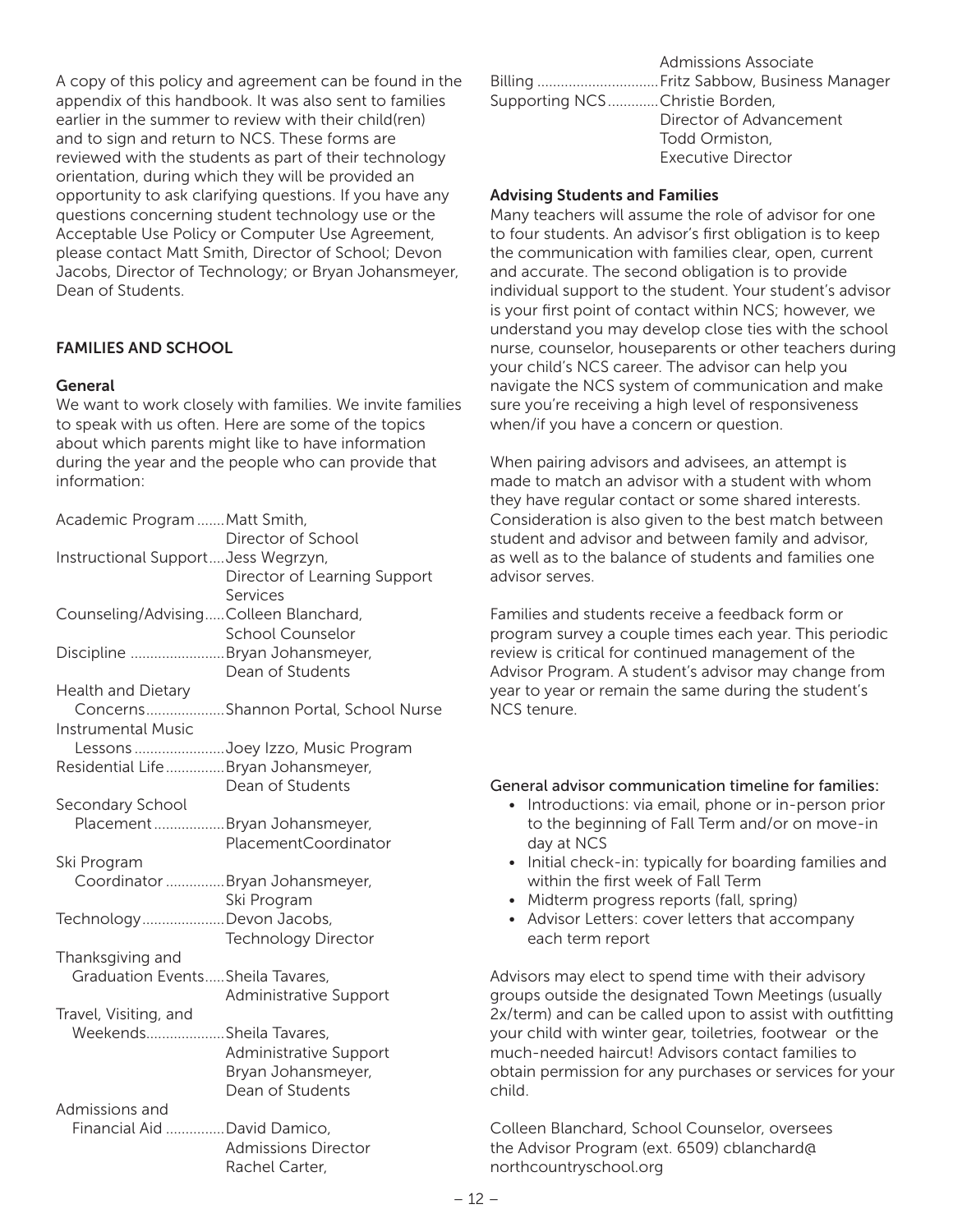A copy of this policy and agreement can be found in the appendix of this handbook. It was also sent to families earlier in the summer to review with their child(ren) and to sign and return to NCS. These forms are reviewed with the students as part of their technology orientation, during which they will be provided an opportunity to ask clarifying questions. If you have any questions concerning student technology use or the Acceptable Use Policy or Computer Use Agreement, please contact Matt Smith, Director of School; Devon Jacobs, Director of Technology; or Bryan Johansmeyer, Dean of Students.

## FAMILIES AND SCHOOL

### General

We want to work closely with families. We invite families to speak with us often. Here are some of the topics about which parents might like to have information during the year and the people who can provide that information:

| Topic | Contact |
| --- | --- |
| Academic Program | Matt Smith, Director of School |
| Instructional Support | Jess Wegrzyn, Director of Learning Support Services |
| Counseling/Advising | Colleen Blanchard, School Counselor |
| Discipline | Bryan Johansmeyer, Dean of Students |
| Health and Dietary Concerns | Shannon Portal, School Nurse |
| Instrumental Music Lessons | Joey Izzo, Music Program |
| Residential Life | Bryan Johansmeyer, Dean of Students |
| Secondary School Placement | Bryan Johansmeyer, PlacementCoordinator |
| Ski Program Coordinator | Bryan Johansmeyer, Ski Program |
| Technology | Devon Jacobs, Technology Director |
| Thanksgiving and Graduation Events | Sheila Tavares, Administrative Support |
| Travel, Visiting, and Weekends | Sheila Tavares, Administrative Support; Bryan Johansmeyer, Dean of Students |
| Admissions and Financial Aid | David Damico, Admissions Director; Rachel Carter, Admissions Associate |
| Billing | Fritz Sabbow, Business Manager |
| Supporting NCS | Christie Borden, Director of Advancement; Todd Ormiston, Executive Director |

### Advising Students and Families

Many teachers will assume the role of advisor for one to four students. An advisor's first obligation is to keep the communication with families clear, open, current and accurate. The second obligation is to provide individual support to the student. Your student's advisor is your first point of contact within NCS; however, we understand you may develop close ties with the school nurse, counselor, houseparents or other teachers during your child's NCS career. The advisor can help you navigate the NCS system of communication and make sure you're receiving a high level of responsiveness when/if you have a concern or question.

When pairing advisors and advisees, an attempt is made to match an advisor with a student with whom they have regular contact or some shared interests. Consideration is also given to the best match between student and advisor and between family and advisor, as well as to the balance of students and families one advisor serves.

Families and students receive a feedback form or program survey a couple times each year. This periodic review is critical for continued management of the Advisor Program. A student's advisor may change from year to year or remain the same during the student's NCS tenure.

General advisor communication timeline for families:

- Introductions: via email, phone or in-person prior to the beginning of Fall Term and/or on move-in day at NCS
- Initial check-in: typically for boarding families and within the first week of Fall Term
- Midterm progress reports (fall, spring)
- Advisor Letters: cover letters that accompany each term report

Advisors may elect to spend time with their advisory groups outside the designated Town Meetings (usually 2x/term) and can be called upon to assist with outfitting your child with winter gear, toiletries, footwear or the much-needed haircut! Advisors contact families to obtain permission for any purchases or services for your child.

Colleen Blanchard, School Counselor, oversees the Advisor Program (ext. 6509) cblanchard@northcountryschool.org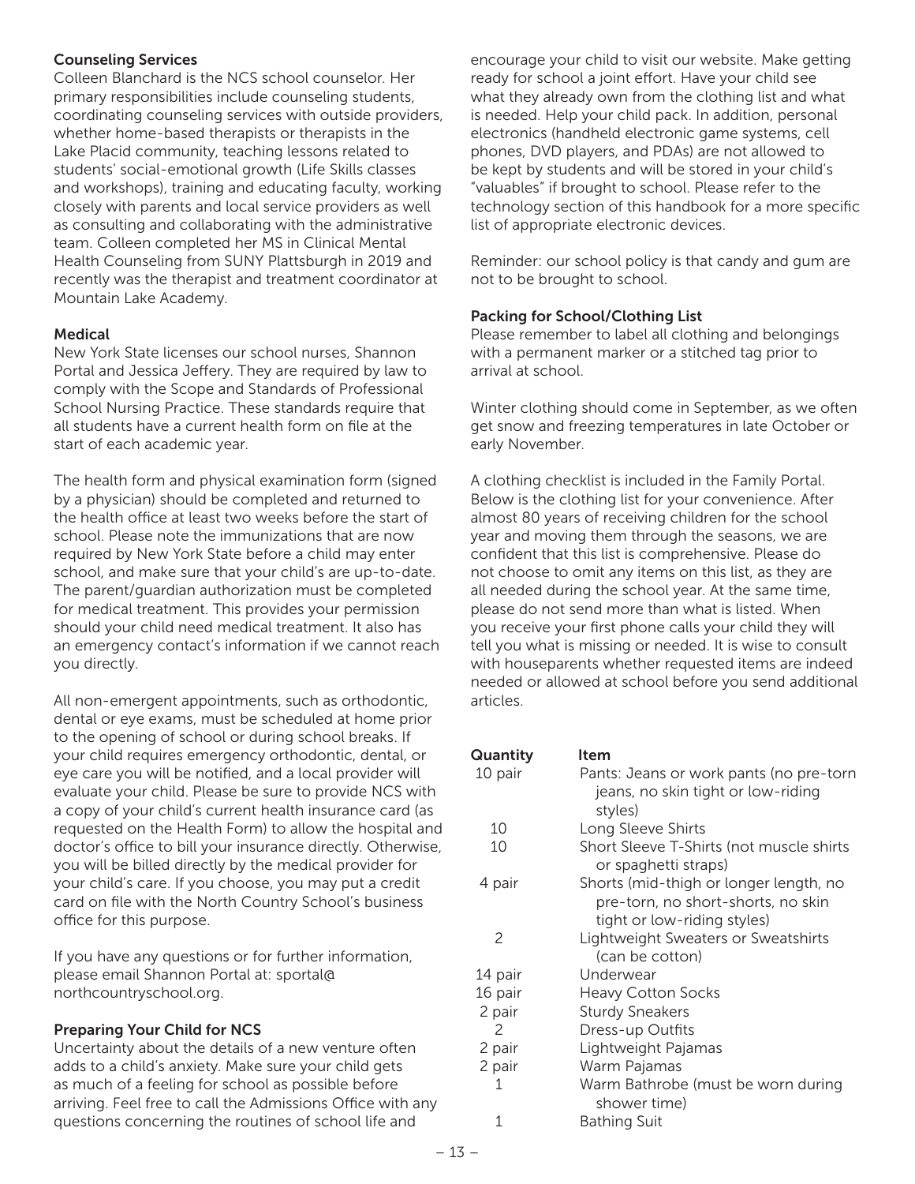### Counseling Services

Colleen Blanchard is the NCS school counselor. Her primary responsibilities include counseling students, coordinating counseling services with outside providers, whether home-based therapists or therapists in the Lake Placid community, teaching lessons related to students' social-emotional growth (Life Skills classes and workshops), training and educating faculty, working closely with parents and local service providers as well as consulting and collaborating with the administrative team. Colleen completed her MS in Clinical Mental Health Counseling from SUNY Plattsburgh in 2019 and recently was the therapist and treatment coordinator at Mountain Lake Academy.

### Medical

New York State licenses our school nurses, Shannon Portal and Jessica Jeffery. They are required by law to comply with the Scope and Standards of Professional School Nursing Practice. These standards require that all students have a current health form on file at the start of each academic year.

The health form and physical examination form (signed by a physician) should be completed and returned to the health office at least two weeks before the start of school. Please note the immunizations that are now required by New York State before a child may enter school, and make sure that your child's are up-to-date. The parent/guardian authorization must be completed for medical treatment. This provides your permission should your child need medical treatment. It also has an emergency contact's information if we cannot reach you directly.

All non-emergent appointments, such as orthodontic, dental or eye exams, must be scheduled at home prior to the opening of school or during school breaks. If your child requires emergency orthodontic, dental, or eye care you will be notified, and a local provider will evaluate your child. Please be sure to provide NCS with a copy of your child's current health insurance card (as requested on the Health Form) to allow the hospital and doctor's office to bill your insurance directly. Otherwise, you will be billed directly by the medical provider for your child's care. If you choose, you may put a credit card on file with the North Country School's business office for this purpose.

If you have any questions or for further information, please email Shannon Portal at: sportal@northcountryschool.org.

### Preparing Your Child for NCS

Uncertainty about the details of a new venture often adds to a child's anxiety. Make sure your child gets as much of a feeling for school as possible before arriving. Feel free to call the Admissions Office with any questions concerning the routines of school life and encourage your child to visit our website. Make getting ready for school a joint effort. Have your child see what they already own from the clothing list and what is needed. Help your child pack. In addition, personal electronics (handheld electronic game systems, cell phones, DVD players, and PDAs) are not allowed to be kept by students and will be stored in your child's "valuables" if brought to school. Please refer to the technology section of this handbook for a more specific list of appropriate electronic devices.

Reminder: our school policy is that candy and gum are not to be brought to school.

### Packing for School/Clothing List

Please remember to label all clothing and belongings with a permanent marker or a stitched tag prior to arrival at school.

Winter clothing should come in September, as we often get snow and freezing temperatures in late October or early November.

A clothing checklist is included in the Family Portal. Below is the clothing list for your convenience. After almost 80 years of receiving children for the school year and moving them through the seasons, we are confident that this list is comprehensive. Please do not choose to omit any items on this list, as they are all needed during the school year. At the same time, please do not send more than what is listed. When you receive your first phone calls your child they will tell you what is missing or needed. It is wise to consult with houseparents whether requested items are indeed needed or allowed at school before you send additional articles.

| Quantity | Item |
|---|---|
| 10 pair | Pants: Jeans or work pants (no pre-torn jeans, no skin tight or low-riding styles) |
| 10 | Long Sleeve Shirts |
| 10 | Short Sleeve T-Shirts (not muscle shirts or spaghetti straps) |
| 4 pair | Shorts (mid-thigh or longer length, no pre-torn, no short-shorts, no skin tight or low-riding styles) |
| 2 | Lightweight Sweaters or Sweatshirts (can be cotton) |
| 14 pair | Underwear |
| 16 pair | Heavy Cotton Socks |
| 2 pair | Sturdy Sneakers |
| 2 | Dress-up Outfits |
| 2 pair | Lightweight Pajamas |
| 2 pair | Warm Pajamas |
| 1 | Warm Bathrobe (must be worn during shower time) |
| 1 | Bathing Suit |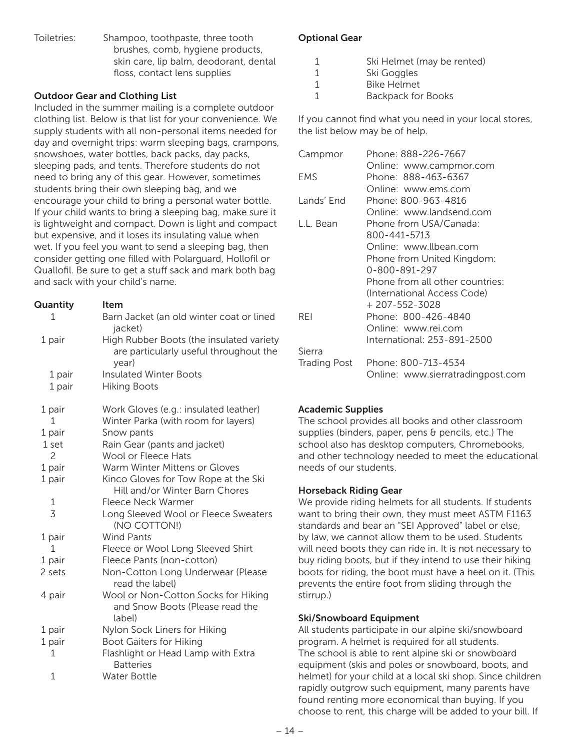Toiletries: Shampoo, toothpaste, three tooth brushes, comb, hygiene products, skin care, lip balm, deodorant, dental floss, contact lens supplies

### Outdoor Gear and Clothing List

Included in the summer mailing is a complete outdoor clothing list. Below is that list for your convenience. We supply students with all non-personal items needed for day and overnight trips: warm sleeping bags, crampons, snowshoes, water bottles, back packs, day packs, sleeping pads, and tents. Therefore students do not need to bring any of this gear. However, sometimes students bring their own sleeping bag, and we encourage your child to bring a personal water bottle. If your child wants to bring a sleeping bag, make sure it is lightweight and compact. Down is light and compact but expensive, and it loses its insulating value when wet. If you feel you want to send a sleeping bag, then consider getting one filled with Polarguard, Hollofil or Quallofil. Be sure to get a stuff sack and mark both bag and sack with your child's name.

| Quantity | Item |
|---|---|
| 1 | Barn Jacket (an old winter coat or lined jacket) |
| 1 pair | High Rubber Boots (the insulated variety are particularly useful throughout the year) |
| 1 pair | Insulated Winter Boots |
| 1 pair | Hiking Boots |
| 1 pair | Work Gloves (e.g.: insulated leather) |
| 1 | Winter Parka (with room for layers) |
| 1 pair | Snow pants |
| 1 set | Rain Gear (pants and jacket) |
| 2 | Wool or Fleece Hats |
| 1 pair | Warm Winter Mittens or Gloves |
| 1 pair | Kinco Gloves for Tow Rope at the Ski Hill and/or Winter Barn Chores |
| 1 | Fleece Neck Warmer |
| 3 | Long Sleeved Wool or Fleece Sweaters (NO COTTON!) |
| 1 pair | Wind Pants |
| 1 | Fleece or Wool Long Sleeved Shirt |
| 1 pair | Fleece Pants (non-cotton) |
| 2 sets | Non-Cotton Long Underwear (Please read the label) |
| 4 pair | Wool or Non-Cotton Socks for Hiking and Snow Boots (Please read the label) |
| 1 pair | Nylon Sock Liners for Hiking |
| 1 pair | Boot Gaiters for Hiking |
| 1 | Flashlight or Head Lamp with Extra Batteries |
| 1 | Water Bottle |

### Optional Gear

| | |
|---|---|
| 1 | Ski Helmet (may be rented) |
| 1 | Ski Goggles |
| 1 | Bike Helmet |
| 1 | Backpack for Books |

If you cannot find what you need in your local stores, the list below may be of help.

| | |
|---|---|
| Campmor | Phone: 888-226-7667<br>Online: www.campmor.com |
| EMS | Phone: 888-463-6367<br>Online: www.ems.com |
| Lands' End | Phone: 800-963-4816<br>Online: www.landsend.com |
| L.L. Bean | Phone from USA/Canada: 800-441-5713<br>Online: www.llbean.com<br>Phone from United Kingdom: 0-800-891-297<br>Phone from all other countries: (International Access Code) + 207-552-3028 |
| REI | Phone: 800-426-4840<br>Online: www.rei.com<br>International: 253-891-2500 |
| Sierra Trading Post | Phone: 800-713-4534<br>Online: www.sierratradingpost.com |

### Academic Supplies

The school provides all books and other classroom supplies (binders, paper, pens & pencils, etc.) The school also has desktop computers, Chromebooks, and other technology needed to meet the educational needs of our students.

### Horseback Riding Gear

We provide riding helmets for all students. If students want to bring their own, they must meet ASTM F1163 standards and bear an "SEI Approved" label or else, by law, we cannot allow them to be used. Students will need boots they can ride in. It is not necessary to buy riding boots, but if they intend to use their hiking boots for riding, the boot must have a heel on it. (This prevents the entire foot from sliding through the stirrup.)

### Ski/Snowboard Equipment

All students participate in our alpine ski/snowboard program. A helmet is required for all students. The school is able to rent alpine ski or snowboard equipment (skis and poles or snowboard, boots, and helmet) for your child at a local ski shop. Since children rapidly outgrow such equipment, many parents have found renting more economical than buying. If you choose to rent, this charge will be added to your bill. If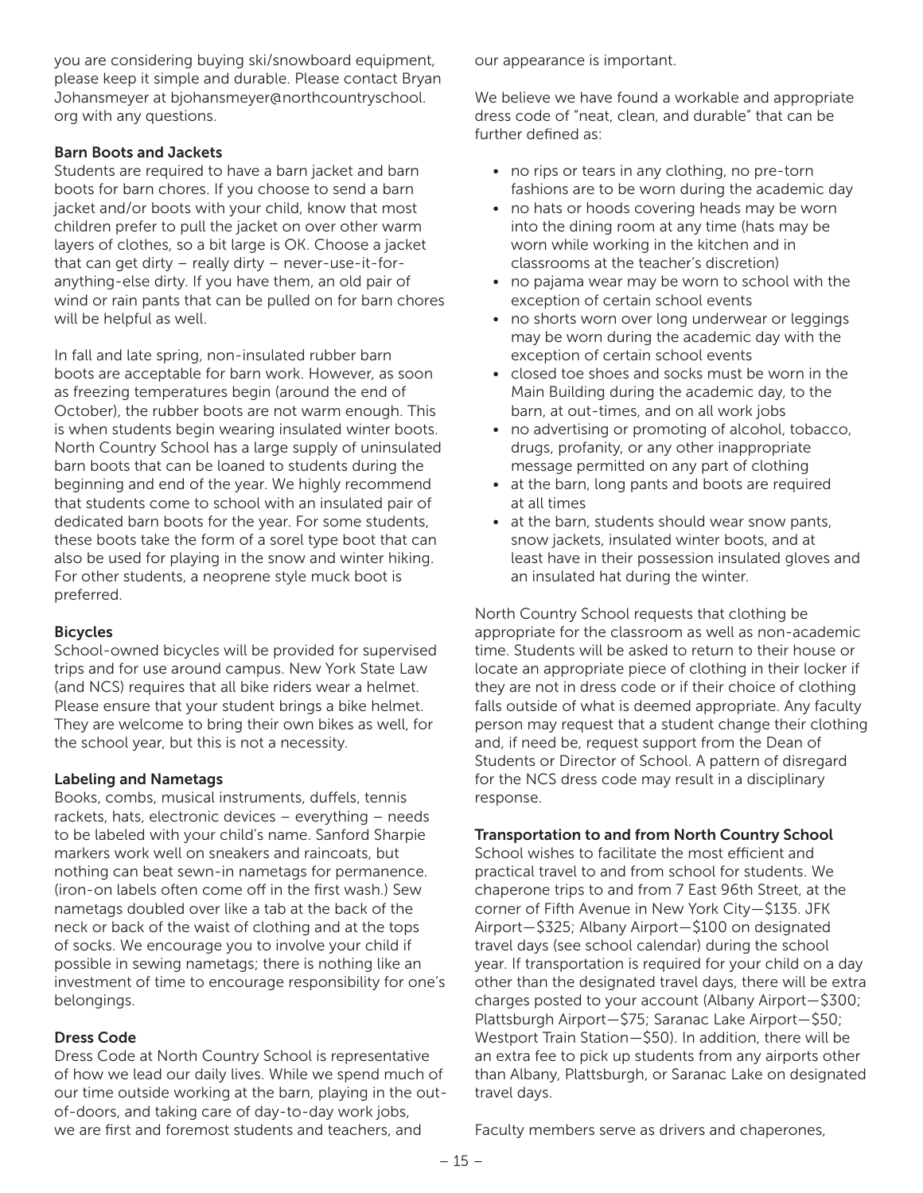you are considering buying ski/snowboard equipment, please keep it simple and durable. Please contact Bryan Johansmeyer at bjohansmeyer@northcountryschool.org with any questions.

### Barn Boots and Jackets

Students are required to have a barn jacket and barn boots for barn chores. If you choose to send a barn jacket and/or boots with your child, know that most children prefer to pull the jacket on over other warm layers of clothes, so a bit large is OK. Choose a jacket that can get dirty – really dirty – never-use-it-for-anything-else dirty. If you have them, an old pair of wind or rain pants that can be pulled on for barn chores will be helpful as well.

In fall and late spring, non-insulated rubber barn boots are acceptable for barn work. However, as soon as freezing temperatures begin (around the end of October), the rubber boots are not warm enough. This is when students begin wearing insulated winter boots. North Country School has a large supply of uninsulated barn boots that can be loaned to students during the beginning and end of the year. We highly recommend that students come to school with an insulated pair of dedicated barn boots for the year. For some students, these boots take the form of a sorel type boot that can also be used for playing in the snow and winter hiking. For other students, a neoprene style muck boot is preferred.

### Bicycles

School-owned bicycles will be provided for supervised trips and for use around campus. New York State Law (and NCS) requires that all bike riders wear a helmet. Please ensure that your student brings a bike helmet. They are welcome to bring their own bikes as well, for the school year, but this is not a necessity.

### Labeling and Nametags

Books, combs, musical instruments, duffels, tennis rackets, hats, electronic devices – everything – needs to be labeled with your child's name. Sanford Sharpie markers work well on sneakers and raincoats, but nothing can beat sewn-in nametags for permanence. (iron-on labels often come off in the first wash.) Sew nametags doubled over like a tab at the back of the neck or back of the waist of clothing and at the tops of socks. We encourage you to involve your child if possible in sewing nametags; there is nothing like an investment of time to encourage responsibility for one's belongings.

### Dress Code

Dress Code at North Country School is representative of how we lead our daily lives. While we spend much of our time outside working at the barn, playing in the out-of-doors, and taking care of day-to-day work jobs, we are first and foremost students and teachers, and our appearance is important.

We believe we have found a workable and appropriate dress code of "neat, clean, and durable" that can be further defined as:

- no rips or tears in any clothing, no pre-torn fashions are to be worn during the academic day
- no hats or hoods covering heads may be worn into the dining room at any time (hats may be worn while working in the kitchen and in classrooms at the teacher's discretion)
- no pajama wear may be worn to school with the exception of certain school events
- no shorts worn over long underwear or leggings may be worn during the academic day with the exception of certain school events
- closed toe shoes and socks must be worn in the Main Building during the academic day, to the barn, at out-times, and on all work jobs
- no advertising or promoting of alcohol, tobacco, drugs, profanity, or any other inappropriate message permitted on any part of clothing
- at the barn, long pants and boots are required at all times
- at the barn, students should wear snow pants, snow jackets, insulated winter boots, and at least have in their possession insulated gloves and an insulated hat during the winter.

North Country School requests that clothing be appropriate for the classroom as well as non-academic time. Students will be asked to return to their house or locate an appropriate piece of clothing in their locker if they are not in dress code or if their choice of clothing falls outside of what is deemed appropriate. Any faculty person may request that a student change their clothing and, if need be, request support from the Dean of Students or Director of School. A pattern of disregard for the NCS dress code may result in a disciplinary response.

### Transportation to and from North Country School

School wishes to facilitate the most efficient and practical travel to and from school for students. We chaperone trips to and from 7 East 96th Street, at the corner of Fifth Avenue in New York City—$135. JFK Airport—$325; Albany Airport—$100 on designated travel days (see school calendar) during the school year. If transportation is required for your child on a day other than the designated travel days, there will be extra charges posted to your account (Albany Airport—$300; Plattsburgh Airport—$75; Saranac Lake Airport—$50; Westport Train Station—$50). In addition, there will be an extra fee to pick up students from any airports other than Albany, Plattsburgh, or Saranac Lake on designated travel days.

Faculty members serve as drivers and chaperones,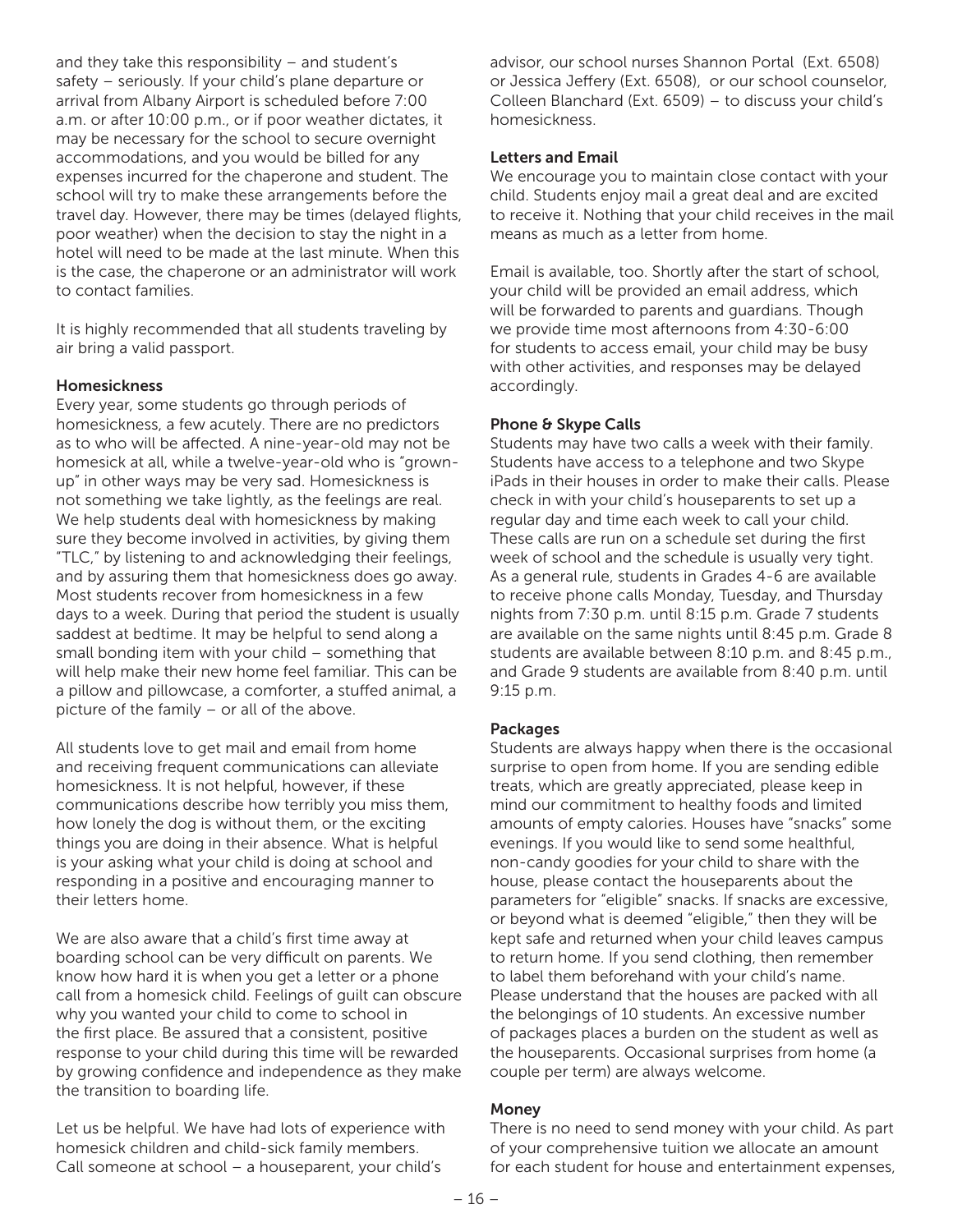and they take this responsibility – and student's safety – seriously. If your child's plane departure or arrival from Albany Airport is scheduled before 7:00 a.m. or after 10:00 p.m., or if poor weather dictates, it may be necessary for the school to secure overnight accommodations, and you would be billed for any expenses incurred for the chaperone and student. The school will try to make these arrangements before the travel day. However, there may be times (delayed flights, poor weather) when the decision to stay the night in a hotel will need to be made at the last minute. When this is the case, the chaperone or an administrator will work to contact families.

It is highly recommended that all students traveling by air bring a valid passport.

**Homesickness**

Every year, some students go through periods of homesickness, a few acutely. There are no predictors as to who will be affected. A nine-year-old may not be homesick at all, while a twelve-year-old who is "grown-up" in other ways may be very sad. Homesickness is not something we take lightly, as the feelings are real. We help students deal with homesickness by making sure they become involved in activities, by giving them "TLC," by listening to and acknowledging their feelings, and by assuring them that homesickness does go away. Most students recover from homesickness in a few days to a week. During that period the student is usually saddest at bedtime. It may be helpful to send along a small bonding item with your child – something that will help make their new home feel familiar. This can be a pillow and pillowcase, a comforter, a stuffed animal, a picture of the family – or all of the above.

All students love to get mail and email from home and receiving frequent communications can alleviate homesickness. It is not helpful, however, if these communications describe how terribly you miss them, how lonely the dog is without them, or the exciting things you are doing in their absence. What is helpful is your asking what your child is doing at school and responding in a positive and encouraging manner to their letters home.

We are also aware that a child's first time away at boarding school can be very difficult on parents. We know how hard it is when you get a letter or a phone call from a homesick child. Feelings of guilt can obscure why you wanted your child to come to school in the first place. Be assured that a consistent, positive response to your child during this time will be rewarded by growing confidence and independence as they make the transition to boarding life.

Let us be helpful. We have had lots of experience with homesick children and child-sick family members. Call someone at school – a houseparent, your child's advisor, our school nurses Shannon Portal (Ext. 6508) or Jessica Jeffery (Ext. 6508), or our school counselor, Colleen Blanchard (Ext. 6509) – to discuss your child's homesickness.

**Letters and Email**

We encourage you to maintain close contact with your child. Students enjoy mail a great deal and are excited to receive it. Nothing that your child receives in the mail means as much as a letter from home.

Email is available, too. Shortly after the start of school, your child will be provided an email address, which will be forwarded to parents and guardians. Though we provide time most afternoons from 4:30-6:00 for students to access email, your child may be busy with other activities, and responses may be delayed accordingly.

**Phone & Skype Calls**

Students may have two calls a week with their family. Students have access to a telephone and two Skype iPads in their houses in order to make their calls. Please check in with your child's houseparents to set up a regular day and time each week to call your child. These calls are run on a schedule set during the first week of school and the schedule is usually very tight. As a general rule, students in Grades 4-6 are available to receive phone calls Monday, Tuesday, and Thursday nights from 7:30 p.m. until 8:15 p.m. Grade 7 students are available on the same nights until 8:45 p.m. Grade 8 students are available between 8:10 p.m. and 8:45 p.m., and Grade 9 students are available from 8:40 p.m. until 9:15 p.m.

**Packages**

Students are always happy when there is the occasional surprise to open from home. If you are sending edible treats, which are greatly appreciated, please keep in mind our commitment to healthy foods and limited amounts of empty calories. Houses have "snacks" some evenings. If you would like to send some healthful, non-candy goodies for your child to share with the house, please contact the houseparents about the parameters for "eligible" snacks. If snacks are excessive, or beyond what is deemed "eligible," then they will be kept safe and returned when your child leaves campus to return home. If you send clothing, then remember to label them beforehand with your child's name. Please understand that the houses are packed with all the belongings of 10 students. An excessive number of packages places a burden on the student as well as the houseparents. Occasional surprises from home (a couple per term) are always welcome.

**Money**

There is no need to send money with your child. As part of your comprehensive tuition we allocate an amount for each student for house and entertainment expenses,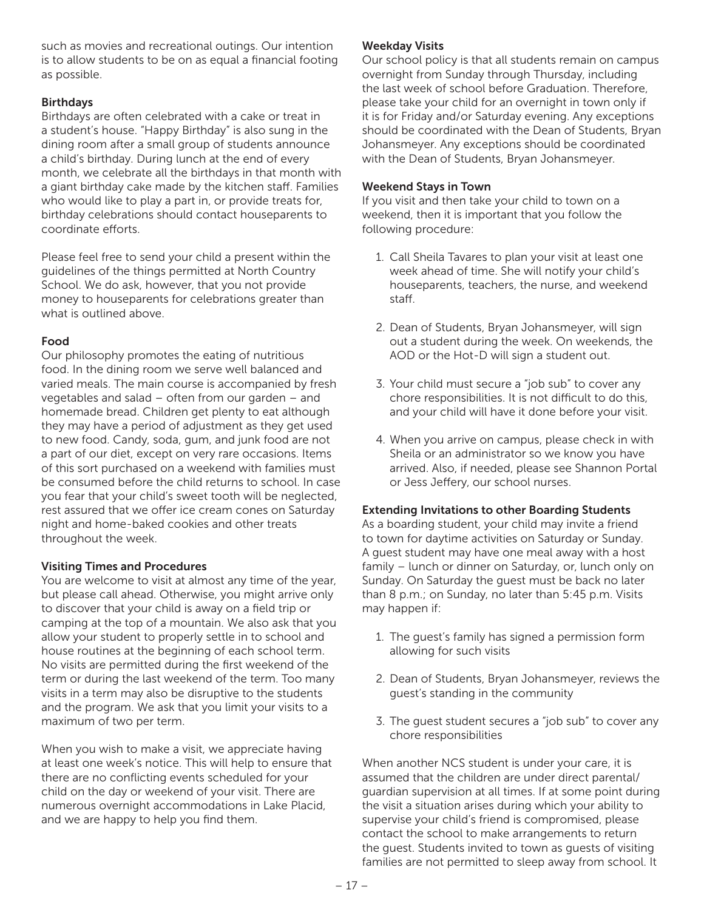such as movies and recreational outings. Our intention is to allow students to be on as equal a financial footing as possible.

**Birthdays**

Birthdays are often celebrated with a cake or treat in a student's house. "Happy Birthday" is also sung in the dining room after a small group of students announce a child's birthday. During lunch at the end of every month, we celebrate all the birthdays in that month with a giant birthday cake made by the kitchen staff. Families who would like to play a part in, or provide treats for, birthday celebrations should contact houseparents to coordinate efforts.

Please feel free to send your child a present within the guidelines of the things permitted at North Country School. We do ask, however, that you not provide money to houseparents for celebrations greater than what is outlined above.

**Food**

Our philosophy promotes the eating of nutritious food. In the dining room we serve well balanced and varied meals. The main course is accompanied by fresh vegetables and salad – often from our garden – and homemade bread. Children get plenty to eat although they may have a period of adjustment as they get used to new food. Candy, soda, gum, and junk food are not a part of our diet, except on very rare occasions. Items of this sort purchased on a weekend with families must be consumed before the child returns to school. In case you fear that your child's sweet tooth will be neglected, rest assured that we offer ice cream cones on Saturday night and home-baked cookies and other treats throughout the week.

**Visiting Times and Procedures**

You are welcome to visit at almost any time of the year, but please call ahead. Otherwise, you might arrive only to discover that your child is away on a field trip or camping at the top of a mountain. We also ask that you allow your student to properly settle in to school and house routines at the beginning of each school term. No visits are permitted during the first weekend of the term or during the last weekend of the term. Too many visits in a term may also be disruptive to the students and the program. We ask that you limit your visits to a maximum of two per term.

When you wish to make a visit, we appreciate having at least one week's notice. This will help to ensure that there are no conflicting events scheduled for your child on the day or weekend of your visit. There are numerous overnight accommodations in Lake Placid, and we are happy to help you find them.

**Weekday Visits**

Our school policy is that all students remain on campus overnight from Sunday through Thursday, including the last week of school before Graduation. Therefore, please take your child for an overnight in town only if it is for Friday and/or Saturday evening. Any exceptions should be coordinated with the Dean of Students, Bryan Johansmeyer. Any exceptions should be coordinated with the Dean of Students, Bryan Johansmeyer.

**Weekend Stays in Town**

If you visit and then take your child to town on a weekend, then it is important that you follow the following procedure:

1. Call Sheila Tavares to plan your visit at least one week ahead of time. She will notify your child's houseparents, teachers, the nurse, and weekend staff.
2. Dean of Students, Bryan Johansmeyer, will sign out a student during the week. On weekends, the AOD or the Hot-D will sign a student out.
3. Your child must secure a "job sub" to cover any chore responsibilities. It is not difficult to do this, and your child will have it done before your visit.
4. When you arrive on campus, please check in with Sheila or an administrator so we know you have arrived. Also, if needed, please see Shannon Portal or Jess Jeffery, our school nurses.

**Extending Invitations to other Boarding Students**

As a boarding student, your child may invite a friend to town for daytime activities on Saturday or Sunday. A guest student may have one meal away with a host family – lunch or dinner on Saturday, or, lunch only on Sunday. On Saturday the guest must be back no later than 8 p.m.; on Sunday, no later than 5:45 p.m. Visits may happen if:

1. The guest's family has signed a permission form allowing for such visits
2. Dean of Students, Bryan Johansmeyer, reviews the guest's standing in the community
3. The guest student secures a "job sub" to cover any chore responsibilities

When another NCS student is under your care, it is assumed that the children are under direct parental/guardian supervision at all times. If at some point during the visit a situation arises during which your ability to supervise your child's friend is compromised, please contact the school to make arrangements to return the guest. Students invited to town as guests of visiting families are not permitted to sleep away from school. It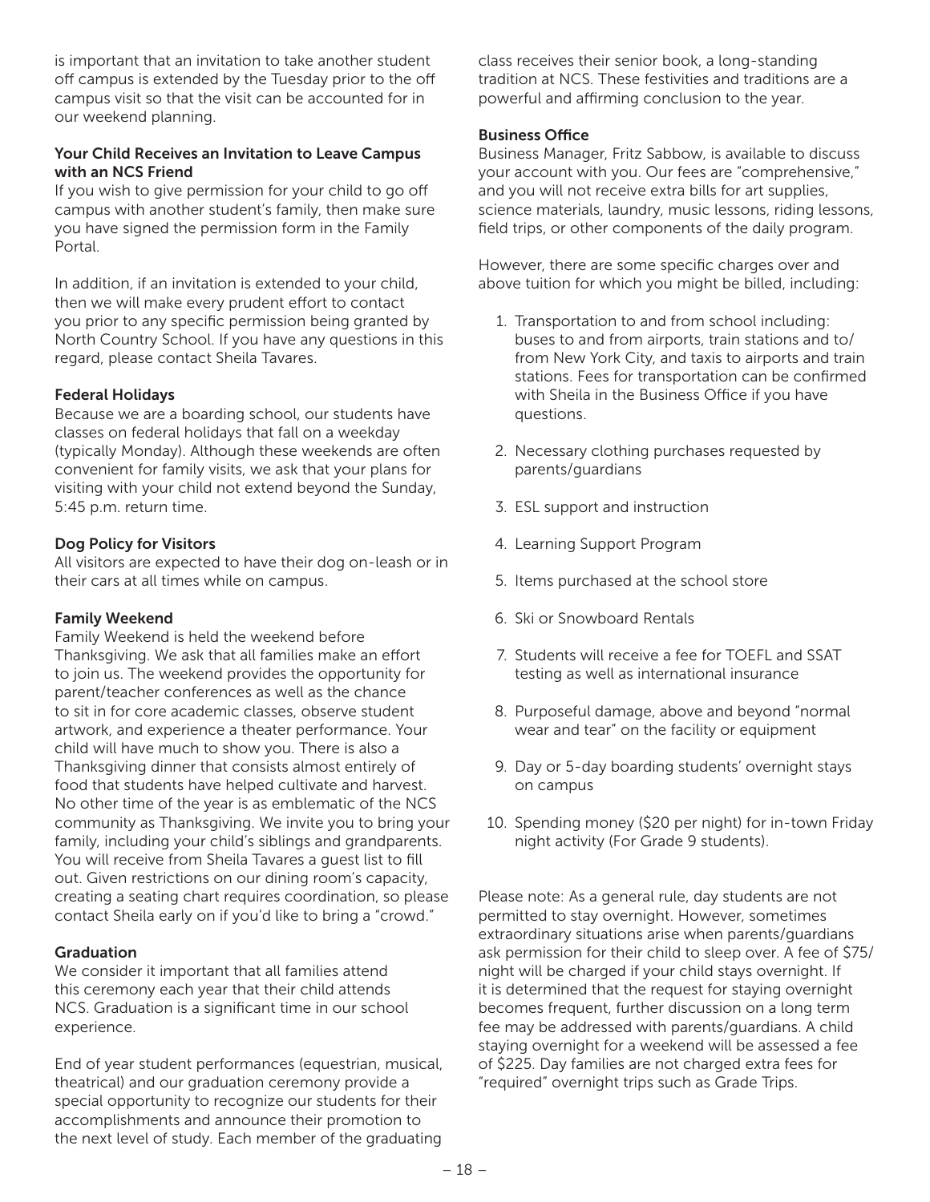is important that an invitation to take another student off campus is extended by the Tuesday prior to the off campus visit so that the visit can be accounted for in our weekend planning.

### Your Child Receives an Invitation to Leave Campus with an NCS Friend

If you wish to give permission for your child to go off campus with another student's family, then make sure you have signed the permission form in the Family Portal.

In addition, if an invitation is extended to your child, then we will make every prudent effort to contact you prior to any specific permission being granted by North Country School. If you have any questions in this regard, please contact Sheila Tavares.

### Federal Holidays

Because we are a boarding school, our students have classes on federal holidays that fall on a weekday (typically Monday). Although these weekends are often convenient for family visits, we ask that your plans for visiting with your child not extend beyond the Sunday, 5:45 p.m. return time.

### Dog Policy for Visitors

All visitors are expected to have their dog on-leash or in their cars at all times while on campus.

### Family Weekend

Family Weekend is held the weekend before Thanksgiving. We ask that all families make an effort to join us. The weekend provides the opportunity for parent/teacher conferences as well as the chance to sit in for core academic classes, observe student artwork, and experience a theater performance. Your child will have much to show you. There is also a Thanksgiving dinner that consists almost entirely of food that students have helped cultivate and harvest. No other time of the year is as emblematic of the NCS community as Thanksgiving. We invite you to bring your family, including your child's siblings and grandparents. You will receive from Sheila Tavares a guest list to fill out. Given restrictions on our dining room's capacity, creating a seating chart requires coordination, so please contact Sheila early on if you'd like to bring a "crowd."

### Graduation

We consider it important that all families attend this ceremony each year that their child attends NCS. Graduation is a significant time in our school experience.

End of year student performances (equestrian, musical, theatrical) and our graduation ceremony provide a special opportunity to recognize our students for their accomplishments and announce their promotion to the next level of study. Each member of the graduating class receives their senior book, a long-standing tradition at NCS. These festivities and traditions are a powerful and affirming conclusion to the year.

### Business Office

Business Manager, Fritz Sabbow, is available to discuss your account with you. Our fees are "comprehensive," and you will not receive extra bills for art supplies, science materials, laundry, music lessons, riding lessons, field trips, or other components of the daily program.

However, there are some specific charges over and above tuition for which you might be billed, including:

1. Transportation to and from school including: buses to and from airports, train stations and to/from New York City, and taxis to airports and train stations. Fees for transportation can be confirmed with Sheila in the Business Office if you have questions.
2. Necessary clothing purchases requested by parents/guardians
3. ESL support and instruction
4. Learning Support Program
5. Items purchased at the school store
6. Ski or Snowboard Rentals
7. Students will receive a fee for TOEFL and SSAT testing as well as international insurance
8. Purposeful damage, above and beyond "normal wear and tear" on the facility or equipment
9. Day or 5-day boarding students' overnight stays on campus
10. Spending money ($20 per night) for in-town Friday night activity (For Grade 9 students).

Please note: As a general rule, day students are not permitted to stay overnight. However, sometimes extraordinary situations arise when parents/guardians ask permission for their child to sleep over. A fee of $75/night will be charged if your child stays overnight. If it is determined that the request for staying overnight becomes frequent, further discussion on a long term fee may be addressed with parents/guardians. A child staying overnight for a weekend will be assessed a fee of $225. Day families are not charged extra fees for "required" overnight trips such as Grade Trips.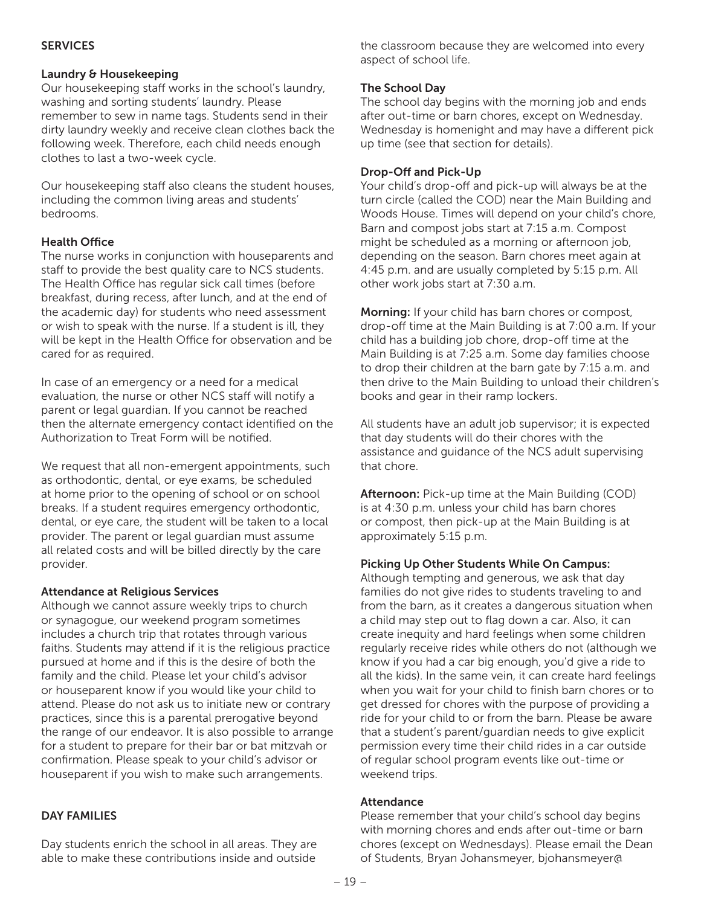## SERVICES

### Laundry & Housekeeping

Our housekeeping staff works in the school's laundry, washing and sorting students' laundry. Please remember to sew in name tags. Students send in their dirty laundry weekly and receive clean clothes back the following week. Therefore, each child needs enough clothes to last a two-week cycle.

Our housekeeping staff also cleans the student houses, including the common living areas and students' bedrooms.

### Health Office

The nurse works in conjunction with houseparents and staff to provide the best quality care to NCS students. The Health Office has regular sick call times (before breakfast, during recess, after lunch, and at the end of the academic day) for students who need assessment or wish to speak with the nurse. If a student is ill, they will be kept in the Health Office for observation and be cared for as required.

In case of an emergency or a need for a medical evaluation, the nurse or other NCS staff will notify a parent or legal guardian. If you cannot be reached then the alternate emergency contact identified on the Authorization to Treat Form will be notified.

We request that all non-emergent appointments, such as orthodontic, dental, or eye exams, be scheduled at home prior to the opening of school or on school breaks. If a student requires emergency orthodontic, dental, or eye care, the student will be taken to a local provider. The parent or legal guardian must assume all related costs and will be billed directly by the care provider.

### Attendance at Religious Services

Although we cannot assure weekly trips to church or synagogue, our weekend program sometimes includes a church trip that rotates through various faiths. Students may attend if it is the religious practice pursued at home and if this is the desire of both the family and the child. Please let your child's advisor or houseparent know if you would like your child to attend. Please do not ask us to initiate new or contrary practices, since this is a parental prerogative beyond the range of our endeavor. It is also possible to arrange for a student to prepare for their bar or bat mitzvah or confirmation. Please speak to your child's advisor or houseparent if you wish to make such arrangements.

## DAY FAMILIES

Day students enrich the school in all areas. They are able to make these contributions inside and outside the classroom because they are welcomed into every aspect of school life.

### The School Day

The school day begins with the morning job and ends after out-time or barn chores, except on Wednesday. Wednesday is homenight and may have a different pick up time (see that section for details).

### Drop-Off and Pick-Up

Your child's drop-off and pick-up will always be at the turn circle (called the COD) near the Main Building and Woods House. Times will depend on your child's chore, Barn and compost jobs start at 7:15 a.m. Compost might be scheduled as a morning or afternoon job, depending on the season. Barn chores meet again at 4:45 p.m. and are usually completed by 5:15 p.m. All other work jobs start at 7:30 a.m.

**Morning:** If your child has barn chores or compost, drop-off time at the Main Building is at 7:00 a.m. If your child has a building job chore, drop-off time at the Main Building is at 7:25 a.m. Some day families choose to drop their children at the barn gate by 7:15 a.m. and then drive to the Main Building to unload their children's books and gear in their ramp lockers.

All students have an adult job supervisor; it is expected that day students will do their chores with the assistance and guidance of the NCS adult supervising that chore.

**Afternoon:** Pick-up time at the Main Building (COD) is at 4:30 p.m. unless your child has barn chores or compost, then pick-up at the Main Building is at approximately 5:15 p.m.

### Picking Up Other Students While On Campus:

Although tempting and generous, we ask that day families do not give rides to students traveling to and from the barn, as it creates a dangerous situation when a child may step out to flag down a car. Also, it can create inequity and hard feelings when some children regularly receive rides while others do not (although we know if you had a car big enough, you'd give a ride to all the kids). In the same vein, it can create hard feelings when you wait for your child to finish barn chores or to get dressed for chores with the purpose of providing a ride for your child to or from the barn. Please be aware that a student's parent/guardian needs to give explicit permission every time their child rides in a car outside of regular school program events like out-time or weekend trips.

### Attendance

Please remember that your child's school day begins with morning chores and ends after out-time or barn chores (except on Wednesdays). Please email the Dean of Students, Bryan Johansmeyer, bjohansmeyer@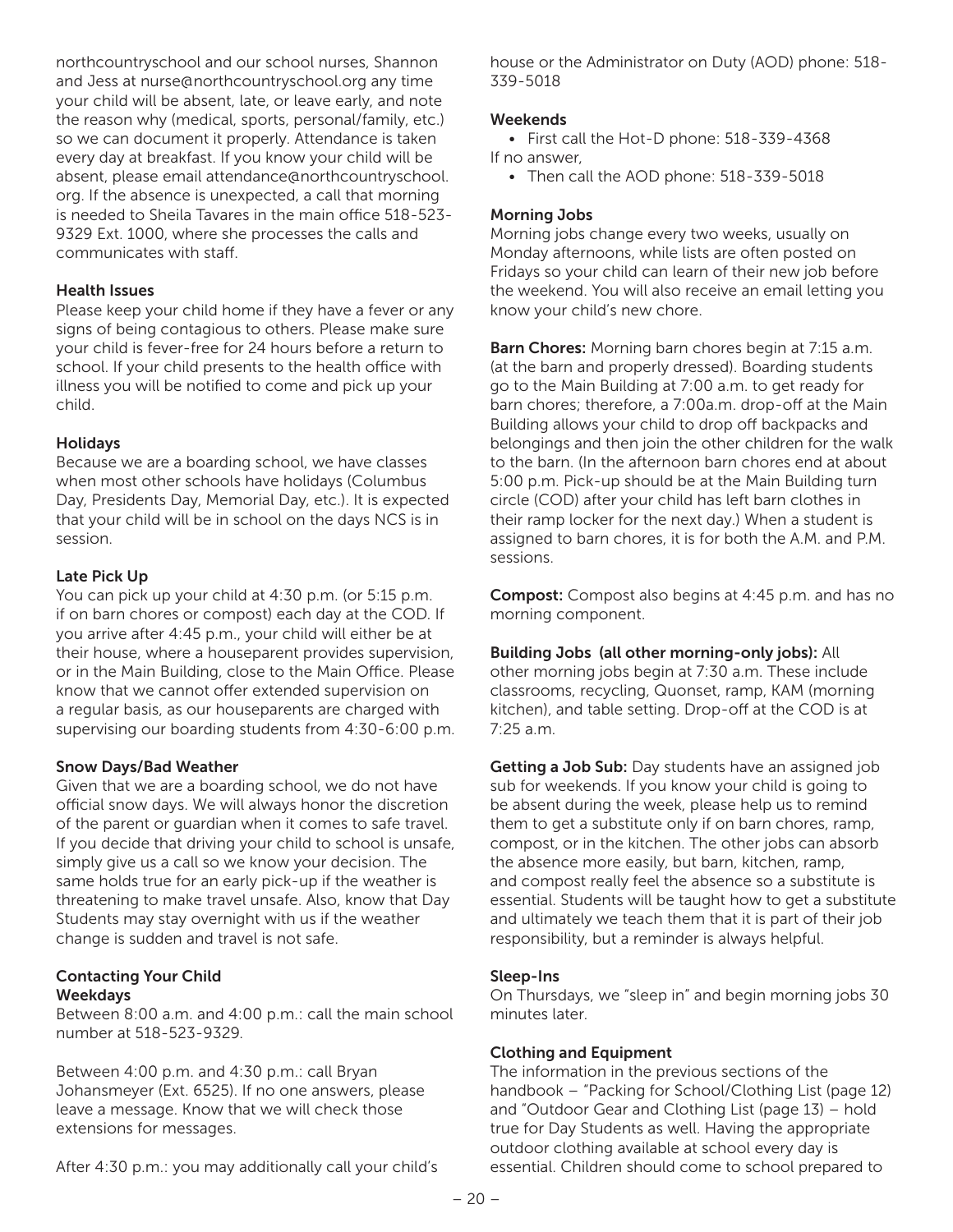northcountryschool and our school nurses, Shannon and Jess at nurse@northcountryschool.org any time your child will be absent, late, or leave early, and note the reason why (medical, sports, personal/family, etc.) so we can document it properly. Attendance is taken every day at breakfast. If you know your child will be absent, please email attendance@northcountryschool.org. If the absence is unexpected, a call that morning is needed to Sheila Tavares in the main office 518-523-9329 Ext. 1000, where she processes the calls and communicates with staff.

### Health Issues

Please keep your child home if they have a fever or any signs of being contagious to others. Please make sure your child is fever-free for 24 hours before a return to school. If your child presents to the health office with illness you will be notified to come and pick up your child.

### Holidays

Because we are a boarding school, we have classes when most other schools have holidays (Columbus Day, Presidents Day, Memorial Day, etc.). It is expected that your child will be in school on the days NCS is in session.

### Late Pick Up

You can pick up your child at 4:30 p.m. (or 5:15 p.m. if on barn chores or compost) each day at the COD. If you arrive after 4:45 p.m., your child will either be at their house, where a houseparent provides supervision, or in the Main Building, close to the Main Office. Please know that we cannot offer extended supervision on a regular basis, as our houseparents are charged with supervising our boarding students from 4:30-6:00 p.m.

### Snow Days/Bad Weather

Given that we are a boarding school, we do not have official snow days. We will always honor the discretion of the parent or guardian when it comes to safe travel. If you decide that driving your child to school is unsafe, simply give us a call so we know your decision. The same holds true for an early pick-up if the weather is threatening to make travel unsafe. Also, know that Day Students may stay overnight with us if the weather change is sudden and travel is not safe.

### Contacting Your Child

#### Weekdays

Between 8:00 a.m. and 4:00 p.m.: call the main school number at 518-523-9329.

Between 4:00 p.m. and 4:30 p.m.: call Bryan Johansmeyer (Ext. 6525). If no one answers, please leave a message. Know that we will check those extensions for messages.

After 4:30 p.m.: you may additionally call your child's house or the Administrator on Duty (AOD) phone: 518-339-5018

#### Weekends

- First call the Hot-D phone: 518-339-4368

If no answer,

- Then call the AOD phone: 518-339-5018

### Morning Jobs

Morning jobs change every two weeks, usually on Monday afternoons, while lists are often posted on Fridays so your child can learn of their new job before the weekend. You will also receive an email letting you know your child's new chore.

**Barn Chores:** Morning barn chores begin at 7:15 a.m. (at the barn and properly dressed). Boarding students go to the Main Building at 7:00 a.m. to get ready for barn chores; therefore, a 7:00a.m. drop-off at the Main Building allows your child to drop off backpacks and belongings and then join the other children for the walk to the barn. (In the afternoon barn chores end at about 5:00 p.m. Pick-up should be at the Main Building turn circle (COD) after your child has left barn clothes in their ramp locker for the next day.) When a student is assigned to barn chores, it is for both the A.M. and P.M. sessions.

**Compost:** Compost also begins at 4:45 p.m. and has no morning component.

**Building Jobs (all other morning-only jobs):** All other morning jobs begin at 7:30 a.m. These include classrooms, recycling, Quonset, ramp, KAM (morning kitchen), and table setting. Drop-off at the COD is at 7:25 a.m.

**Getting a Job Sub:** Day students have an assigned job sub for weekends. If you know your child is going to be absent during the week, please help us to remind them to get a substitute only if on barn chores, ramp, compost, or in the kitchen. The other jobs can absorb the absence more easily, but barn, kitchen, ramp, and compost really feel the absence so a substitute is essential. Students will be taught how to get a substitute and ultimately we teach them that it is part of their job responsibility, but a reminder is always helpful.

### Sleep-Ins

On Thursdays, we "sleep in" and begin morning jobs 30 minutes later.

### Clothing and Equipment

The information in the previous sections of the handbook – "Packing for School/Clothing List (page 12) and "Outdoor Gear and Clothing List (page 13) – hold true for Day Students as well. Having the appropriate outdoor clothing available at school every day is essential. Children should come to school prepared to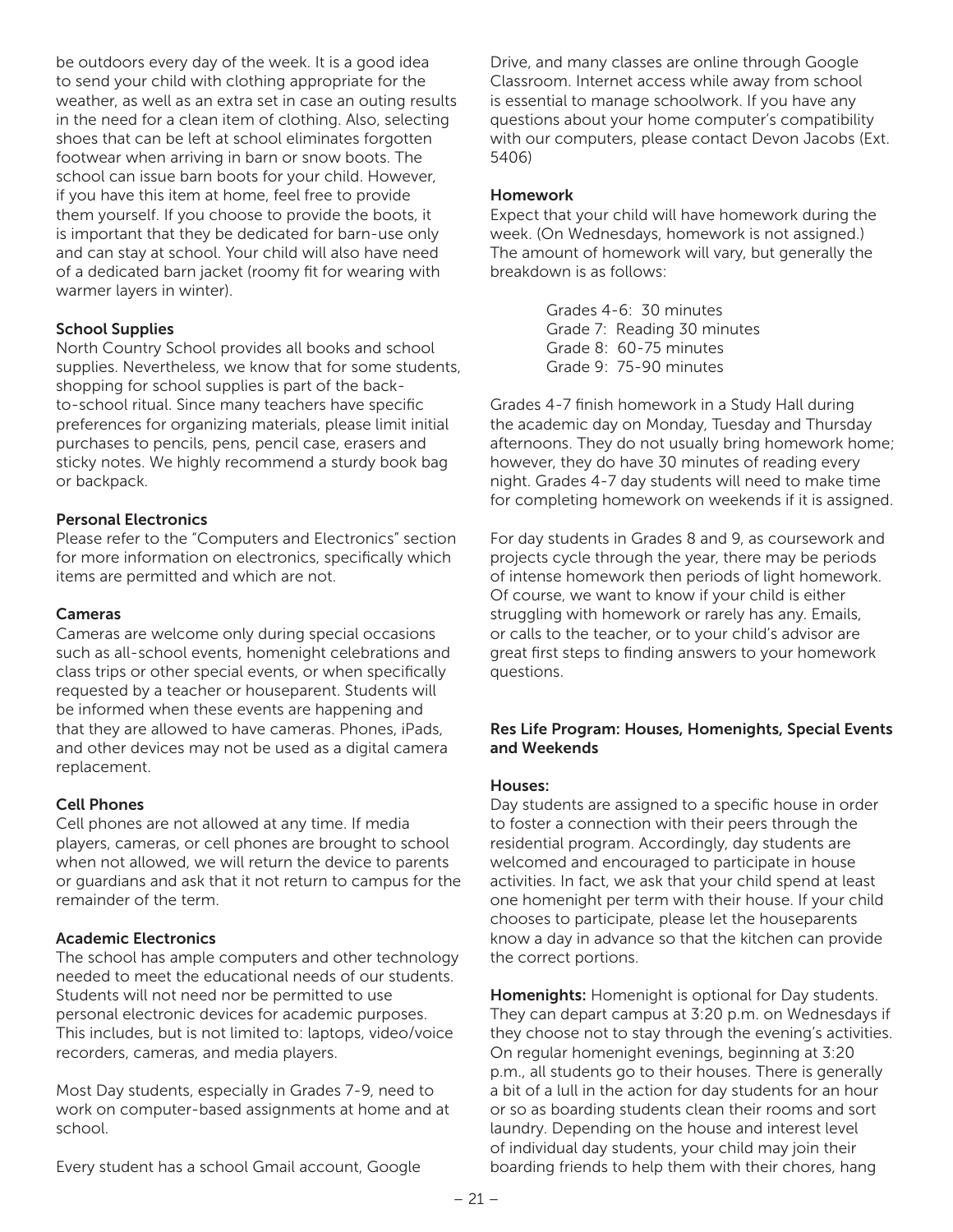be outdoors every day of the week. It is a good idea to send your child with clothing appropriate for the weather, as well as an extra set in case an outing results in the need for a clean item of clothing. Also, selecting shoes that can be left at school eliminates forgotten footwear when arriving in barn or snow boots. The school can issue barn boots for your child. However, if you have this item at home, feel free to provide them yourself. If you choose to provide the boots, it is important that they be dedicated for barn-use only and can stay at school. Your child will also have need of a dedicated barn jacket (roomy fit for wearing with warmer layers in winter).

**School Supplies**
North Country School provides all books and school supplies. Nevertheless, we know that for some students, shopping for school supplies is part of the back-to-school ritual. Since many teachers have specific preferences for organizing materials, please limit initial purchases to pencils, pens, pencil case, erasers and sticky notes. We highly recommend a sturdy book bag or backpack.

**Personal Electronics**
Please refer to the "Computers and Electronics" section for more information on electronics, specifically which items are permitted and which are not.

**Cameras**
Cameras are welcome only during special occasions such as all-school events, homenight celebrations and class trips or other special events, or when specifically requested by a teacher or houseparent. Students will be informed when these events are happening and that they are allowed to have cameras. Phones, iPads, and other devices may not be used as a digital camera replacement.

**Cell Phones**
Cell phones are not allowed at any time. If media players, cameras, or cell phones are brought to school when not allowed, we will return the device to parents or guardians and ask that it not return to campus for the remainder of the term.

**Academic Electronics**
The school has ample computers and other technology needed to meet the educational needs of our students. Students will not need nor be permitted to use personal electronic devices for academic purposes. This includes, but is not limited to: laptops, video/voice recorders, cameras, and media players.

Most Day students, especially in Grades 7-9, need to work on computer-based assignments at home and at school.

Every student has a school Gmail account, Google Drive, and many classes are online through Google Classroom. Internet access while away from school is essential to manage schoolwork. If you have any questions about your home computer's compatibility with our computers, please contact Devon Jacobs (Ext. 5406)

**Homework**
Expect that your child will have homework during the week. (On Wednesdays, homework is not assigned.) The amount of homework will vary, but generally the breakdown is as follows:

Grades 4-6: 30 minutes
Grade 7: Reading 30 minutes
Grade 8: 60-75 minutes
Grade 9: 75-90 minutes

Grades 4-7 finish homework in a Study Hall during the academic day on Monday, Tuesday and Thursday afternoons. They do not usually bring homework home; however, they do have 30 minutes of reading every night. Grades 4-7 day students will need to make time for completing homework on weekends if it is assigned.

For day students in Grades 8 and 9, as coursework and projects cycle through the year, there may be periods of intense homework then periods of light homework. Of course, we want to know if your child is either struggling with homework or rarely has any. Emails, or calls to the teacher, or to your child's advisor are great first steps to finding answers to your homework questions.

**Res Life Program: Houses, Homenights, Special Events and Weekends**

**Houses:**
Day students are assigned to a specific house in order to foster a connection with their peers through the residential program. Accordingly, day students are welcomed and encouraged to participate in house activities. In fact, we ask that your child spend at least one homenight per term with their house. If your child chooses to participate, please let the houseparents know a day in advance so that the kitchen can provide the correct portions.

**Homenights:** Homenight is optional for Day students. They can depart campus at 3:20 p.m. on Wednesdays if they choose not to stay through the evening's activities. On regular homenight evenings, beginning at 3:20 p.m., all students go to their houses. There is generally a bit of a lull in the action for day students for an hour or so as boarding students clean their rooms and sort laundry. Depending on the house and interest level of individual day students, your child may join their boarding friends to help them with their chores, hang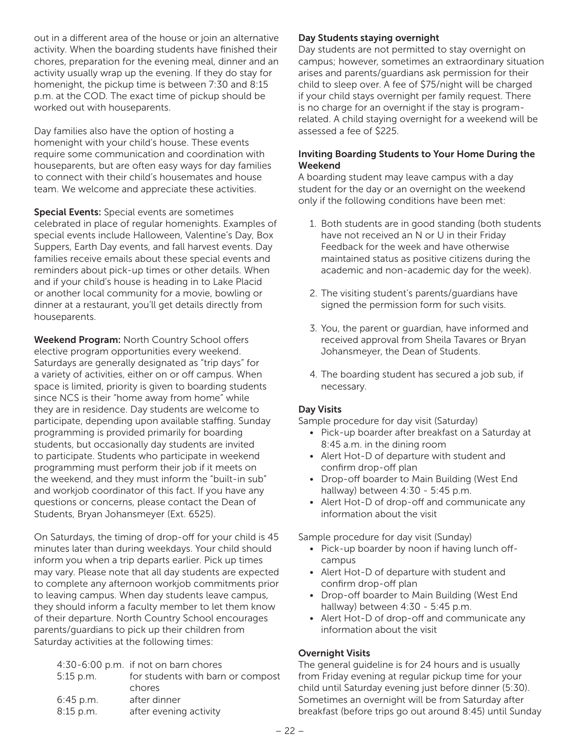out in a different area of the house or join an alternative activity. When the boarding students have finished their chores, preparation for the evening meal, dinner and an activity usually wrap up the evening. If they do stay for homenight, the pickup time is between 7:30 and 8:15 p.m. at the COD. The exact time of pickup should be worked out with houseparents.

Day families also have the option of hosting a homenight with your child's house. These events require some communication and coordination with houseparents, but are often easy ways for day families to connect with their child's housemates and house team. We welcome and appreciate these activities.

**Special Events:** Special events are sometimes celebrated in place of regular homenights. Examples of special events include Halloween, Valentine's Day, Box Suppers, Earth Day events, and fall harvest events. Day families receive emails about these special events and reminders about pick-up times or other details. When and if your child's house is heading in to Lake Placid or another local community for a movie, bowling or dinner at a restaurant, you'll get details directly from houseparents.

**Weekend Program:** North Country School offers elective program opportunities every weekend. Saturdays are generally designated as "trip days" for a variety of activities, either on or off campus. When space is limited, priority is given to boarding students since NCS is their "home away from home" while they are in residence. Day students are welcome to participate, depending upon available staffing. Sunday programming is provided primarily for boarding students, but occasionally day students are invited to participate. Students who participate in weekend programming must perform their job if it meets on the weekend, and they must inform the "built-in sub" and workjob coordinator of this fact. If you have any questions or concerns, please contact the Dean of Students, Bryan Johansmeyer (Ext. 6525).

On Saturdays, the timing of drop-off for your child is 45 minutes later than during weekdays. Your child should inform you when a trip departs earlier. Pick up times may vary. Please note that all day students are expected to complete any afternoon workjob commitments prior to leaving campus. When day students leave campus, they should inform a faculty member to let them know of their departure. North Country School encourages parents/guardians to pick up their children from Saturday activities at the following times:

| | |
|---|---|
| 4:30-6:00 p.m. | if not on barn chores |
| 5:15 p.m. | for students with barn or compost chores |
| 6:45 p.m. | after dinner |
| 8:15 p.m. | after evening activity |

**Day Students staying overnight**

Day students are not permitted to stay overnight on campus; however, sometimes an extraordinary situation arises and parents/guardians ask permission for their child to sleep over. A fee of $75/night will be charged if your child stays overnight per family request. There is no charge for an overnight if the stay is program-related. A child staying overnight for a weekend will be assessed a fee of $225.

**Inviting Boarding Students to Your Home During the Weekend**

A boarding student may leave campus with a day student for the day or an overnight on the weekend only if the following conditions have been met:

1. Both students are in good standing (both students have not received an N or U in their Friday Feedback for the week and have otherwise maintained status as positive citizens during the academic and non-academic day for the week).
2. The visiting student's parents/guardians have signed the permission form for such visits.
3. You, the parent or guardian, have informed and received approval from Sheila Tavares or Bryan Johansmeyer, the Dean of Students.
4. The boarding student has secured a job sub, if necessary.

**Day Visits**

Sample procedure for day visit (Saturday)

- Pick-up boarder after breakfast on a Saturday at 8:45 a.m. in the dining room
- Alert Hot-D of departure with student and confirm drop-off plan
- Drop-off boarder to Main Building (West End hallway) between 4:30 - 5:45 p.m.
- Alert Hot-D of drop-off and communicate any information about the visit

Sample procedure for day visit (Sunday)

- Pick-up boarder by noon if having lunch off-campus
- Alert Hot-D of departure with student and confirm drop-off plan
- Drop-off boarder to Main Building (West End hallway) between 4:30 - 5:45 p.m.
- Alert Hot-D of drop-off and communicate any information about the visit

**Overnight Visits**

The general guideline is for 24 hours and is usually from Friday evening at regular pickup time for your child until Saturday evening just before dinner (5:30). Sometimes an overnight will be from Saturday after breakfast (before trips go out around 8:45) until Sunday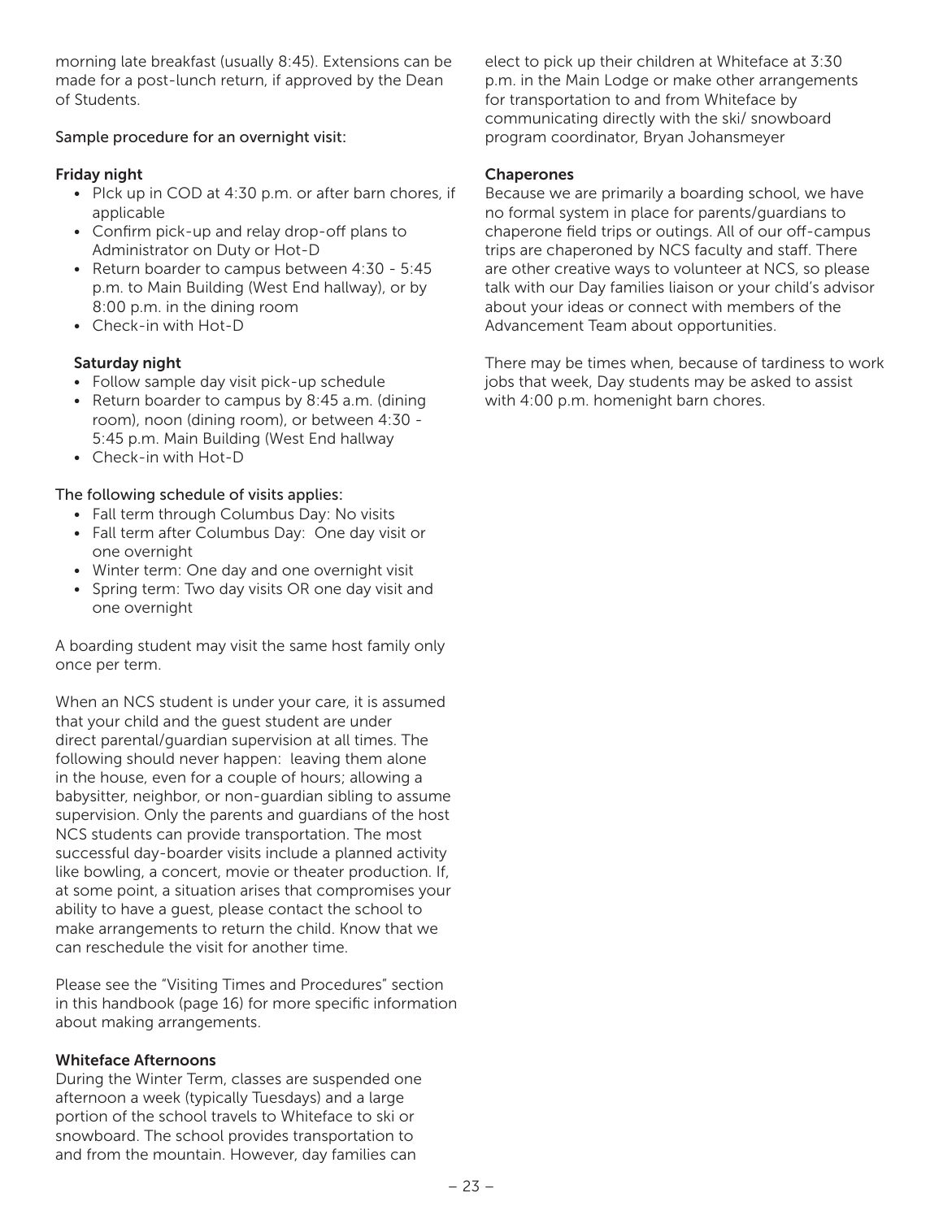morning late breakfast (usually 8:45). Extensions can be made for a post-lunch return, if approved by the Dean of Students.

Sample procedure for an overnight visit:

**Friday night**

- PIck up in COD at 4:30 p.m. or after barn chores, if applicable
- Confirm pick-up and relay drop-off plans to Administrator on Duty or Hot-D
- Return boarder to campus between 4:30 - 5:45 p.m. to Main Building (West End hallway), or by 8:00 p.m. in the dining room
- Check-in with Hot-D

**Saturday night**

- Follow sample day visit pick-up schedule
- Return boarder to campus by 8:45 a.m. (dining room), noon (dining room), or between 4:30 - 5:45 p.m. Main Building (West End hallway
- Check-in with Hot-D

The following schedule of visits applies:

- Fall term through Columbus Day: No visits
- Fall term after Columbus Day: One day visit or one overnight
- Winter term: One day and one overnight visit
- Spring term: Two day visits OR one day visit and one overnight

A boarding student may visit the same host family only once per term.

When an NCS student is under your care, it is assumed that your child and the guest student are under direct parental/guardian supervision at all times. The following should never happen: leaving them alone in the house, even for a couple of hours; allowing a babysitter, neighbor, or non-guardian sibling to assume supervision. Only the parents and guardians of the host NCS students can provide transportation. The most successful day-boarder visits include a planned activity like bowling, a concert, movie or theater production. If, at some point, a situation arises that compromises your ability to have a guest, please contact the school to make arrangements to return the child. Know that we can reschedule the visit for another time.

Please see the "Visiting Times and Procedures" section in this handbook (page 16) for more specific information about making arrangements.

**Whiteface Afternoons**

During the Winter Term, classes are suspended one afternoon a week (typically Tuesdays) and a large portion of the school travels to Whiteface to ski or snowboard. The school provides transportation to and from the mountain. However, day families can elect to pick up their children at Whiteface at 3:30 p.m. in the Main Lodge or make other arrangements for transportation to and from Whiteface by communicating directly with the ski/ snowboard program coordinator, Bryan Johansmeyer

**Chaperones**

Because we are primarily a boarding school, we have no formal system in place for parents/guardians to chaperone field trips or outings. All of our off-campus trips are chaperoned by NCS faculty and staff. There are other creative ways to volunteer at NCS, so please talk with our Day families liaison or your child's advisor about your ideas or connect with members of the Advancement Team about opportunities.

There may be times when, because of tardiness to work jobs that week, Day students may be asked to assist with 4:00 p.m. homenight barn chores.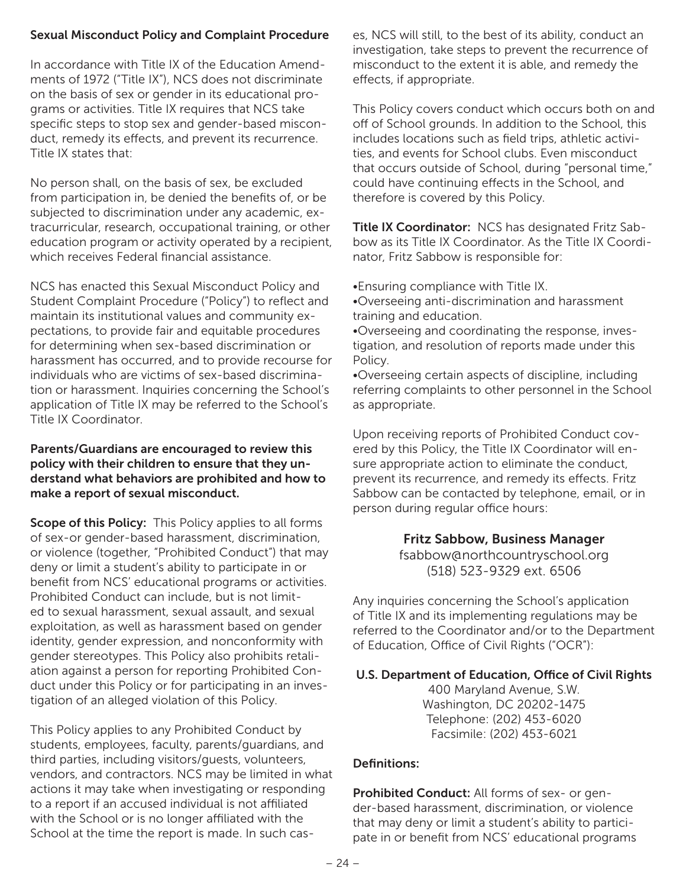### Sexual Misconduct Policy and Complaint Procedure

In accordance with Title IX of the Education Amendments of 1972 ("Title IX"), NCS does not discriminate on the basis of sex or gender in its educational programs or activities. Title IX requires that NCS take specific steps to stop sex and gender-based misconduct, remedy its effects, and prevent its recurrence. Title IX states that:

No person shall, on the basis of sex, be excluded from participation in, be denied the benefits of, or be subjected to discrimination under any academic, extracurricular, research, occupational training, or other education program or activity operated by a recipient, which receives Federal financial assistance.

NCS has enacted this Sexual Misconduct Policy and Student Complaint Procedure ("Policy") to reflect and maintain its institutional values and community expectations, to provide fair and equitable procedures for determining when sex-based discrimination or harassment has occurred, and to provide recourse for individuals who are victims of sex-based discrimination or harassment. Inquiries concerning the School's application of Title IX may be referred to the School's Title IX Coordinator.

**Parents/Guardians are encouraged to review this policy with their children to ensure that they understand what behaviors are prohibited and how to make a report of sexual misconduct.**

**Scope of this Policy:** This Policy applies to all forms of sex-or gender-based harassment, discrimination, or violence (together, "Prohibited Conduct") that may deny or limit a student's ability to participate in or benefit from NCS' educational programs or activities. Prohibited Conduct can include, but is not limited to sexual harassment, sexual assault, and sexual exploitation, as well as harassment based on gender identity, gender expression, and nonconformity with gender stereotypes. This Policy also prohibits retaliation against a person for reporting Prohibited Conduct under this Policy or for participating in an investigation of an alleged violation of this Policy.

This Policy applies to any Prohibited Conduct by students, employees, faculty, parents/guardians, and third parties, including visitors/guests, volunteers, vendors, and contractors. NCS may be limited in what actions it may take when investigating or responding to a report if an accused individual is not affiliated with the School or is no longer affiliated with the School at the time the report is made. In such cases, NCS will still, to the best of its ability, conduct an investigation, take steps to prevent the recurrence of misconduct to the extent it is able, and remedy the effects, if appropriate.

This Policy covers conduct which occurs both on and off of School grounds. In addition to the School, this includes locations such as field trips, athletic activities, and events for School clubs. Even misconduct that occurs outside of School, during "personal time," could have continuing effects in the School, and therefore is covered by this Policy.

**Title IX Coordinator:** NCS has designated Fritz Sabbow as its Title IX Coordinator. As the Title IX Coordinator, Fritz Sabbow is responsible for:

- Ensuring compliance with Title IX.
- Overseeing anti-discrimination and harassment training and education.
- Overseeing and coordinating the response, investigation, and resolution of reports made under this Policy.
- Overseeing certain aspects of discipline, including referring complaints to other personnel in the School as appropriate.

Upon receiving reports of Prohibited Conduct covered by this Policy, the Title IX Coordinator will ensure appropriate action to eliminate the conduct, prevent its recurrence, and remedy its effects. Fritz Sabbow can be contacted by telephone, email, or in person during regular office hours:

**Fritz Sabbow, Business Manager**
fsabbow@northcountryschool.org
(518) 523-9329 ext. 6506

Any inquiries concerning the School's application of Title IX and its implementing regulations may be referred to the Coordinator and/or to the Department of Education, Office of Civil Rights ("OCR"):

**U.S. Department of Education, Office of Civil Rights**
400 Maryland Avenue, S.W.
Washington, DC 20202-1475
Telephone: (202) 453-6020
Facsimile: (202) 453-6021

**Definitions:**

**Prohibited Conduct:** All forms of sex- or gender-based harassment, discrimination, or violence that may deny or limit a student's ability to participate in or benefit from NCS' educational programs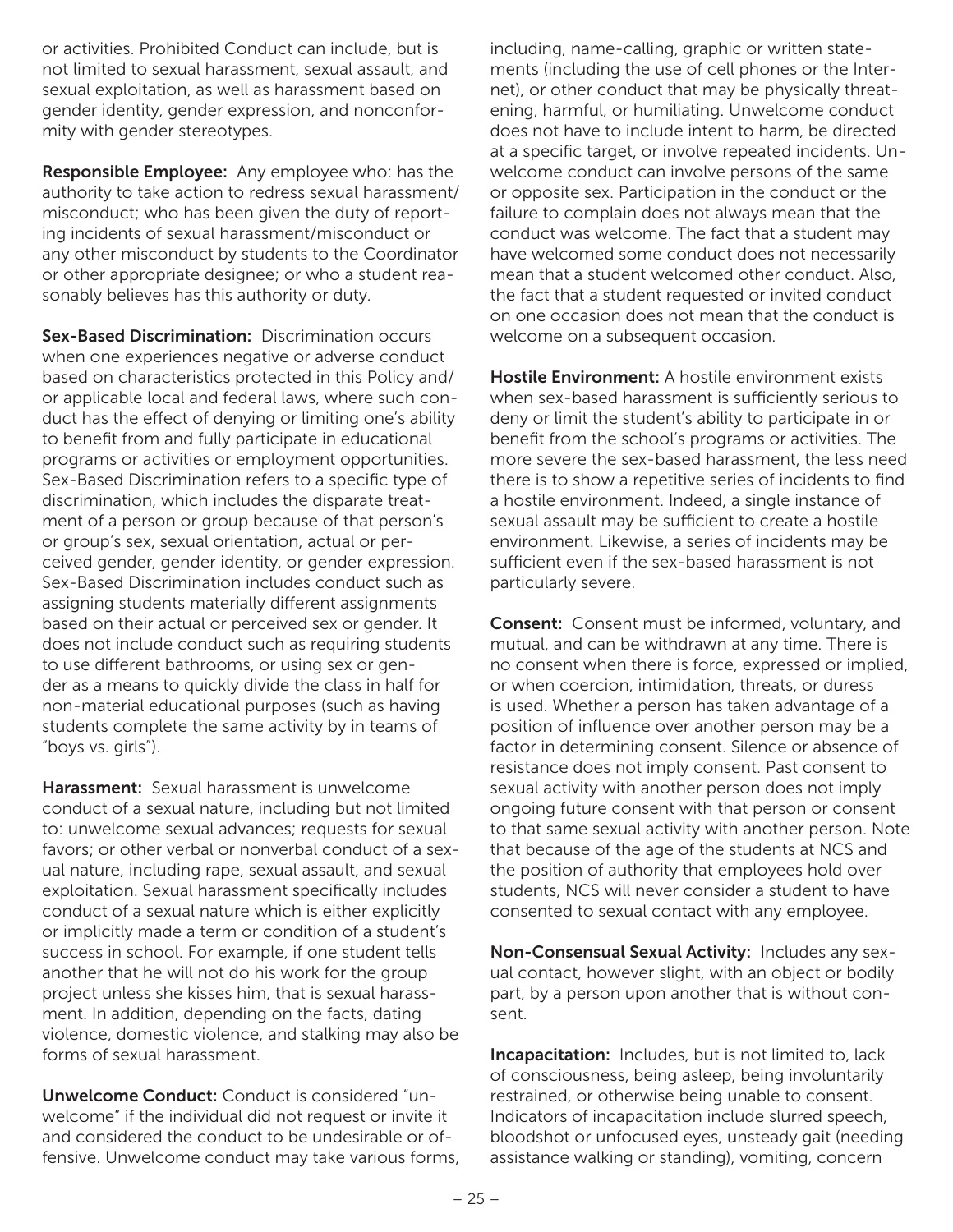or activities. Prohibited Conduct can include, but is not limited to sexual harassment, sexual assault, and sexual exploitation, as well as harassment based on gender identity, gender expression, and nonconformity with gender stereotypes.

**Responsible Employee:** Any employee who: has the authority to take action to redress sexual harassment/misconduct; who has been given the duty of reporting incidents of sexual harassment/misconduct or any other misconduct by students to the Coordinator or other appropriate designee; or who a student reasonably believes has this authority or duty.

**Sex-Based Discrimination:** Discrimination occurs when one experiences negative or adverse conduct based on characteristics protected in this Policy and/or applicable local and federal laws, where such conduct has the effect of denying or limiting one's ability to benefit from and fully participate in educational programs or activities or employment opportunities. Sex-Based Discrimination refers to a specific type of discrimination, which includes the disparate treatment of a person or group because of that person's or group's sex, sexual orientation, actual or perceived gender, gender identity, or gender expression. Sex-Based Discrimination includes conduct such as assigning students materially different assignments based on their actual or perceived sex or gender. It does not include conduct such as requiring students to use different bathrooms, or using sex or gender as a means to quickly divide the class in half for non-material educational purposes (such as having students complete the same activity by in teams of "boys vs. girls").

**Harassment:** Sexual harassment is unwelcome conduct of a sexual nature, including but not limited to: unwelcome sexual advances; requests for sexual favors; or other verbal or nonverbal conduct of a sexual nature, including rape, sexual assault, and sexual exploitation. Sexual harassment specifically includes conduct of a sexual nature which is either explicitly or implicitly made a term or condition of a student's success in school. For example, if one student tells another that he will not do his work for the group project unless she kisses him, that is sexual harassment. In addition, depending on the facts, dating violence, domestic violence, and stalking may also be forms of sexual harassment.

**Unwelcome Conduct:** Conduct is considered "unwelcome" if the individual did not request or invite it and considered the conduct to be undesirable or offensive. Unwelcome conduct may take various forms, including, name-calling, graphic or written statements (including the use of cell phones or the Internet), or other conduct that may be physically threatening, harmful, or humiliating. Unwelcome conduct does not have to include intent to harm, be directed at a specific target, or involve repeated incidents. Unwelcome conduct can involve persons of the same or opposite sex. Participation in the conduct or the failure to complain does not always mean that the conduct was welcome. The fact that a student may have welcomed some conduct does not necessarily mean that a student welcomed other conduct. Also, the fact that a student requested or invited conduct on one occasion does not mean that the conduct is welcome on a subsequent occasion.

**Hostile Environment:** A hostile environment exists when sex-based harassment is sufficiently serious to deny or limit the student's ability to participate in or benefit from the school's programs or activities. The more severe the sex-based harassment, the less need there is to show a repetitive series of incidents to find a hostile environment. Indeed, a single instance of sexual assault may be sufficient to create a hostile environment. Likewise, a series of incidents may be sufficient even if the sex-based harassment is not particularly severe.

**Consent:** Consent must be informed, voluntary, and mutual, and can be withdrawn at any time. There is no consent when there is force, expressed or implied, or when coercion, intimidation, threats, or duress is used. Whether a person has taken advantage of a position of influence over another person may be a factor in determining consent. Silence or absence of resistance does not imply consent. Past consent to sexual activity with another person does not imply ongoing future consent with that person or consent to that same sexual activity with another person. Note that because of the age of the students at NCS and the position of authority that employees hold over students, NCS will never consider a student to have consented to sexual contact with any employee.

**Non-Consensual Sexual Activity:** Includes any sexual contact, however slight, with an object or bodily part, by a person upon another that is without consent.

**Incapacitation:** Includes, but is not limited to, lack of consciousness, being asleep, being involuntarily restrained, or otherwise being unable to consent. Indicators of incapacitation include slurred speech, bloodshot or unfocused eyes, unsteady gait (needing assistance walking or standing), vomiting, concern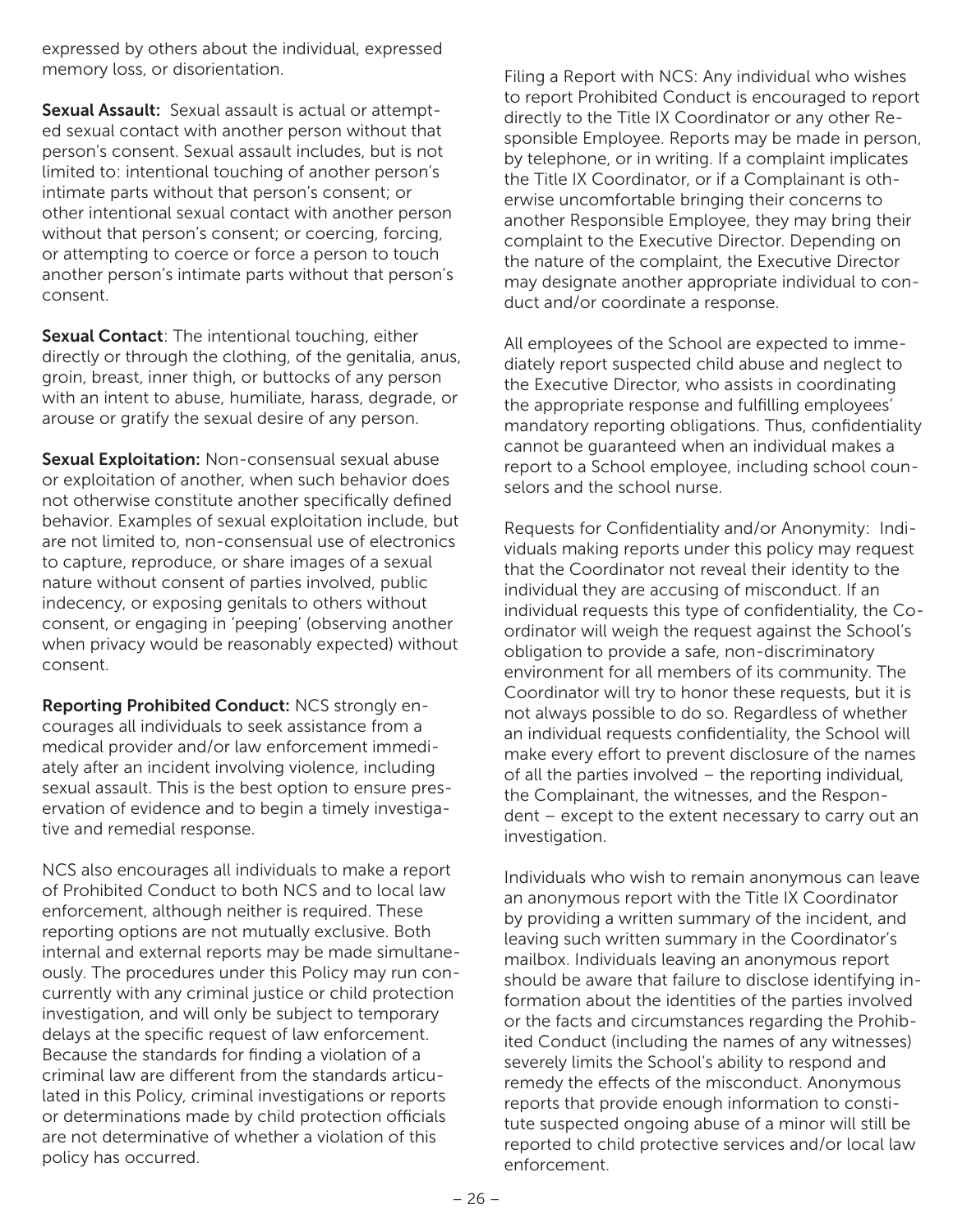expressed by others about the individual, expressed memory loss, or disorientation.

**Sexual Assault:** Sexual assault is actual or attempted sexual contact with another person without that person's consent. Sexual assault includes, but is not limited to: intentional touching of another person's intimate parts without that person's consent; or other intentional sexual contact with another person without that person's consent; or coercing, forcing, or attempting to coerce or force a person to touch another person's intimate parts without that person's consent.

**Sexual Contact**: The intentional touching, either directly or through the clothing, of the genitalia, anus, groin, breast, inner thigh, or buttocks of any person with an intent to abuse, humiliate, harass, degrade, or arouse or gratify the sexual desire of any person.

**Sexual Exploitation:** Non-consensual sexual abuse or exploitation of another, when such behavior does not otherwise constitute another specifically defined behavior. Examples of sexual exploitation include, but are not limited to, non-consensual use of electronics to capture, reproduce, or share images of a sexual nature without consent of parties involved, public indecency, or exposing genitals to others without consent, or engaging in 'peeping' (observing another when privacy would be reasonably expected) without consent.

**Reporting Prohibited Conduct:** NCS strongly encourages all individuals to seek assistance from a medical provider and/or law enforcement immediately after an incident involving violence, including sexual assault. This is the best option to ensure preservation of evidence and to begin a timely investigative and remedial response.

NCS also encourages all individuals to make a report of Prohibited Conduct to both NCS and to local law enforcement, although neither is required. These reporting options are not mutually exclusive. Both internal and external reports may be made simultaneously. The procedures under this Policy may run concurrently with any criminal justice or child protection investigation, and will only be subject to temporary delays at the specific request of law enforcement. Because the standards for finding a violation of a criminal law are different from the standards articulated in this Policy, criminal investigations or reports or determinations made by child protection officials are not determinative of whether a violation of this policy has occurred.

Filing a Report with NCS: Any individual who wishes to report Prohibited Conduct is encouraged to report directly to the Title IX Coordinator or any other Responsible Employee. Reports may be made in person, by telephone, or in writing. If a complaint implicates the Title IX Coordinator, or if a Complainant is otherwise uncomfortable bringing their concerns to another Responsible Employee, they may bring their complaint to the Executive Director. Depending on the nature of the complaint, the Executive Director may designate another appropriate individual to conduct and/or coordinate a response.

All employees of the School are expected to immediately report suspected child abuse and neglect to the Executive Director, who assists in coordinating the appropriate response and fulfilling employees' mandatory reporting obligations. Thus, confidentiality cannot be guaranteed when an individual makes a report to a School employee, including school counselors and the school nurse.

Requests for Confidentiality and/or Anonymity: Individuals making reports under this policy may request that the Coordinator not reveal their identity to the individual they are accusing of misconduct. If an individual requests this type of confidentiality, the Coordinator will weigh the request against the School's obligation to provide a safe, non-discriminatory environment for all members of its community. The Coordinator will try to honor these requests, but it is not always possible to do so. Regardless of whether an individual requests confidentiality, the School will make every effort to prevent disclosure of the names of all the parties involved – the reporting individual, the Complainant, the witnesses, and the Respondent – except to the extent necessary to carry out an investigation.

Individuals who wish to remain anonymous can leave an anonymous report with the Title IX Coordinator by providing a written summary of the incident, and leaving such written summary in the Coordinator's mailbox. Individuals leaving an anonymous report should be aware that failure to disclose identifying information about the identities of the parties involved or the facts and circumstances regarding the Prohibited Conduct (including the names of any witnesses) severely limits the School's ability to respond and remedy the effects of the misconduct. Anonymous reports that provide enough information to constitute suspected ongoing abuse of a minor will still be reported to child protective services and/or local law enforcement.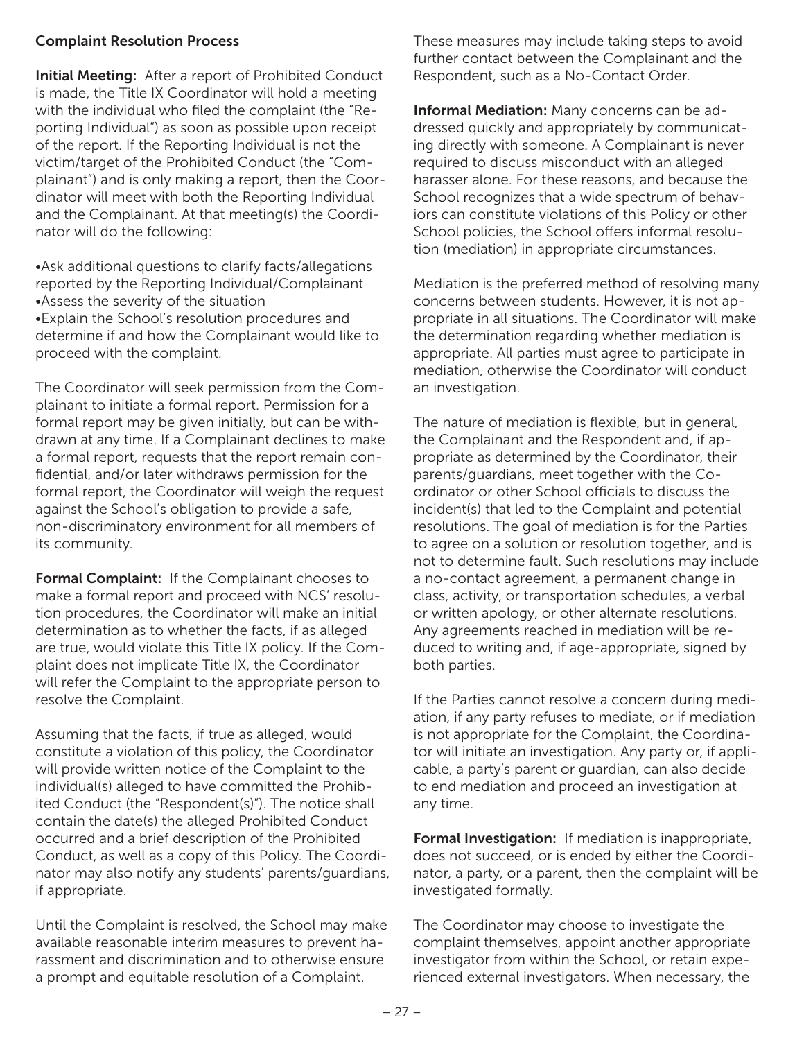**Complaint Resolution Process**

**Initial Meeting:** After a report of Prohibited Conduct is made, the Title IX Coordinator will hold a meeting with the individual who filed the complaint (the "Reporting Individual") as soon as possible upon receipt of the report. If the Reporting Individual is not the victim/target of the Prohibited Conduct (the "Complainant") and is only making a report, then the Coordinator will meet with both the Reporting Individual and the Complainant. At that meeting(s) the Coordinator will do the following:

- Ask additional questions to clarify facts/allegations reported by the Reporting Individual/Complainant
- Assess the severity of the situation
- Explain the School's resolution procedures and determine if and how the Complainant would like to proceed with the complaint.

The Coordinator will seek permission from the Complainant to initiate a formal report. Permission for a formal report may be given initially, but can be withdrawn at any time. If a Complainant declines to make a formal report, requests that the report remain confidential, and/or later withdraws permission for the formal report, the Coordinator will weigh the request against the School's obligation to provide a safe, non-discriminatory environment for all members of its community.

**Formal Complaint:** If the Complainant chooses to make a formal report and proceed with NCS' resolution procedures, the Coordinator will make an initial determination as to whether the facts, if as alleged are true, would violate this Title IX policy. If the Complaint does not implicate Title IX, the Coordinator will refer the Complaint to the appropriate person to resolve the Complaint.

Assuming that the facts, if true as alleged, would constitute a violation of this policy, the Coordinator will provide written notice of the Complaint to the individual(s) alleged to have committed the Prohibited Conduct (the "Respondent(s)"). The notice shall contain the date(s) the alleged Prohibited Conduct occurred and a brief description of the Prohibited Conduct, as well as a copy of this Policy. The Coordinator may also notify any students' parents/guardians, if appropriate.

Until the Complaint is resolved, the School may make available reasonable interim measures to prevent harassment and discrimination and to otherwise ensure a prompt and equitable resolution of a Complaint. These measures may include taking steps to avoid further contact between the Complainant and the Respondent, such as a No-Contact Order.

**Informal Mediation:** Many concerns can be addressed quickly and appropriately by communicating directly with someone. A Complainant is never required to discuss misconduct with an alleged harasser alone. For these reasons, and because the School recognizes that a wide spectrum of behaviors can constitute violations of this Policy or other School policies, the School offers informal resolution (mediation) in appropriate circumstances.

Mediation is the preferred method of resolving many concerns between students. However, it is not appropriate in all situations. The Coordinator will make the determination regarding whether mediation is appropriate. All parties must agree to participate in mediation, otherwise the Coordinator will conduct an investigation.

The nature of mediation is flexible, but in general, the Complainant and the Respondent and, if appropriate as determined by the Coordinator, their parents/guardians, meet together with the Coordinator or other School officials to discuss the incident(s) that led to the Complaint and potential resolutions. The goal of mediation is for the Parties to agree on a solution or resolution together, and is not to determine fault. Such resolutions may include a no-contact agreement, a permanent change in class, activity, or transportation schedules, a verbal or written apology, or other alternate resolutions. Any agreements reached in mediation will be reduced to writing and, if age-appropriate, signed by both parties.

If the Parties cannot resolve a concern during mediation, if any party refuses to mediate, or if mediation is not appropriate for the Complaint, the Coordinator will initiate an investigation. Any party or, if applicable, a party's parent or guardian, can also decide to end mediation and proceed an investigation at any time.

**Formal Investigation:** If mediation is inappropriate, does not succeed, or is ended by either the Coordinator, a party, or a parent, then the complaint will be investigated formally.

The Coordinator may choose to investigate the complaint themselves, appoint another appropriate investigator from within the School, or retain experienced external investigators. When necessary, the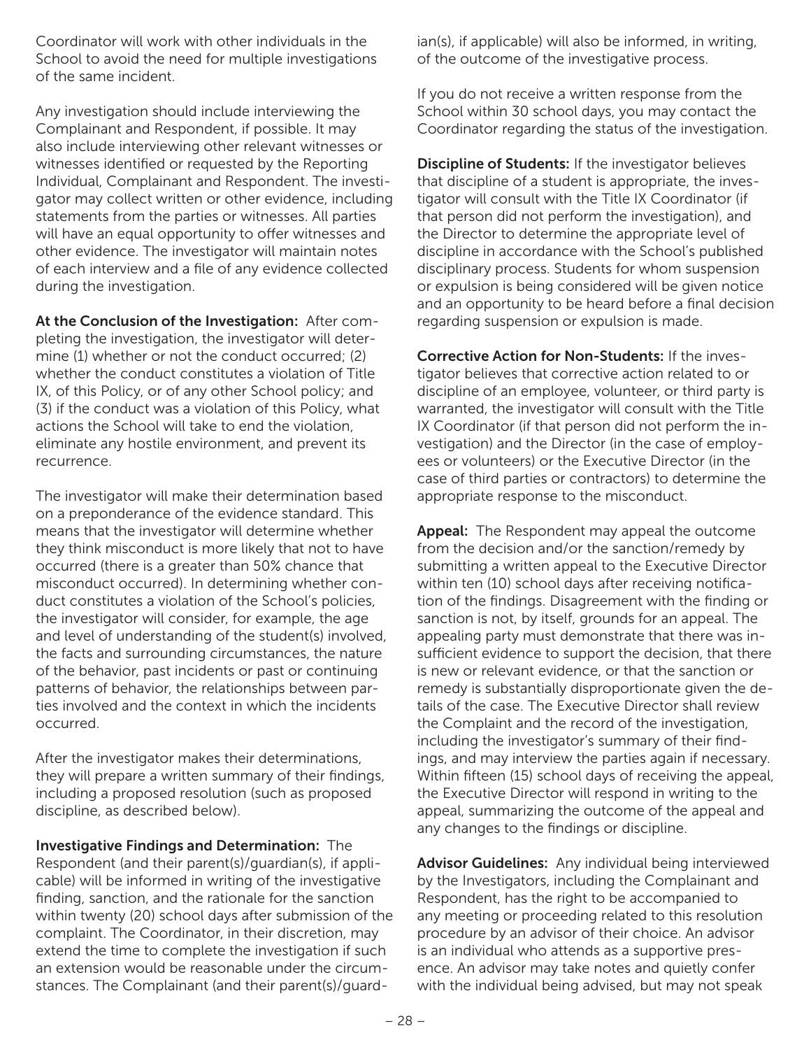Coordinator will work with other individuals in the School to avoid the need for multiple investigations of the same incident.

Any investigation should include interviewing the Complainant and Respondent, if possible. It may also include interviewing other relevant witnesses or witnesses identified or requested by the Reporting Individual, Complainant and Respondent. The investigator may collect written or other evidence, including statements from the parties or witnesses. All parties will have an equal opportunity to offer witnesses and other evidence. The investigator will maintain notes of each interview and a file of any evidence collected during the investigation.

**At the Conclusion of the Investigation:** After completing the investigation, the investigator will determine (1) whether or not the conduct occurred; (2) whether the conduct constitutes a violation of Title IX, of this Policy, or of any other School policy; and (3) if the conduct was a violation of this Policy, what actions the School will take to end the violation, eliminate any hostile environment, and prevent its recurrence.

The investigator will make their determination based on a preponderance of the evidence standard. This means that the investigator will determine whether they think misconduct is more likely that not to have occurred (there is a greater than 50% chance that misconduct occurred). In determining whether conduct constitutes a violation of the School's policies, the investigator will consider, for example, the age and level of understanding of the student(s) involved, the facts and surrounding circumstances, the nature of the behavior, past incidents or past or continuing patterns of behavior, the relationships between parties involved and the context in which the incidents occurred.

After the investigator makes their determinations, they will prepare a written summary of their findings, including a proposed resolution (such as proposed discipline, as described below).

**Investigative Findings and Determination:** The Respondent (and their parent(s)/guardian(s), if applicable) will be informed in writing of the investigative finding, sanction, and the rationale for the sanction within twenty (20) school days after submission of the complaint. The Coordinator, in their discretion, may extend the time to complete the investigation if such an extension would be reasonable under the circumstances. The Complainant (and their parent(s)/guardian(s), if applicable) will also be informed, in writing, of the outcome of the investigative process.

If you do not receive a written response from the School within 30 school days, you may contact the Coordinator regarding the status of the investigation.

**Discipline of Students:** If the investigator believes that discipline of a student is appropriate, the investigator will consult with the Title IX Coordinator (if that person did not perform the investigation), and the Director to determine the appropriate level of discipline in accordance with the School's published disciplinary process. Students for whom suspension or expulsion is being considered will be given notice and an opportunity to be heard before a final decision regarding suspension or expulsion is made.

**Corrective Action for Non-Students:** If the investigator believes that corrective action related to or discipline of an employee, volunteer, or third party is warranted, the investigator will consult with the Title IX Coordinator (if that person did not perform the investigation) and the Director (in the case of employees or volunteers) or the Executive Director (in the case of third parties or contractors) to determine the appropriate response to the misconduct.

**Appeal:** The Respondent may appeal the outcome from the decision and/or the sanction/remedy by submitting a written appeal to the Executive Director within ten (10) school days after receiving notification of the findings. Disagreement with the finding or sanction is not, by itself, grounds for an appeal. The appealing party must demonstrate that there was insufficient evidence to support the decision, that there is new or relevant evidence, or that the sanction or remedy is substantially disproportionate given the details of the case. The Executive Director shall review the Complaint and the record of the investigation, including the investigator's summary of their findings, and may interview the parties again if necessary. Within fifteen (15) school days of receiving the appeal, the Executive Director will respond in writing to the appeal, summarizing the outcome of the appeal and any changes to the findings or discipline.

**Advisor Guidelines:** Any individual being interviewed by the Investigators, including the Complainant and Respondent, has the right to be accompanied to any meeting or proceeding related to this resolution procedure by an advisor of their choice. An advisor is an individual who attends as a supportive presence. An advisor may take notes and quietly confer with the individual being advised, but may not speak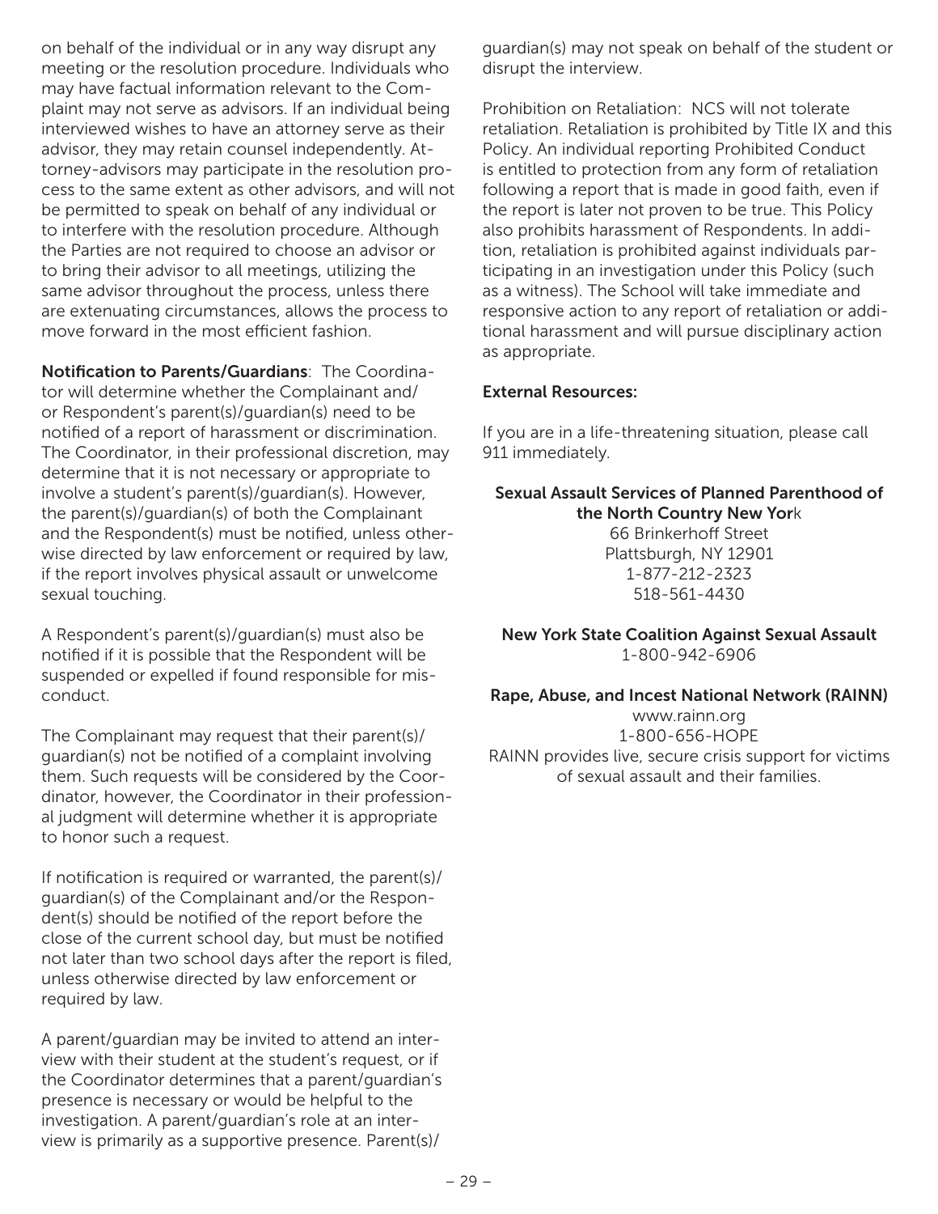on behalf of the individual or in any way disrupt any meeting or the resolution procedure. Individuals who may have factual information relevant to the Complaint may not serve as advisors. If an individual being interviewed wishes to have an attorney serve as their advisor, they may retain counsel independently. Attorney-advisors may participate in the resolution process to the same extent as other advisors, and will not be permitted to speak on behalf of any individual or to interfere with the resolution procedure. Although the Parties are not required to choose an advisor or to bring their advisor to all meetings, utilizing the same advisor throughout the process, unless there are extenuating circumstances, allows the process to move forward in the most efficient fashion.

**Notification to Parents/Guardians**: The Coordinator will determine whether the Complainant and/or Respondent's parent(s)/guardian(s) need to be notified of a report of harassment or discrimination. The Coordinator, in their professional discretion, may determine that it is not necessary or appropriate to involve a student's parent(s)/guardian(s). However, the parent(s)/guardian(s) of both the Complainant and the Respondent(s) must be notified, unless otherwise directed by law enforcement or required by law, if the report involves physical assault or unwelcome sexual touching.

A Respondent's parent(s)/guardian(s) must also be notified if it is possible that the Respondent will be suspended or expelled if found responsible for misconduct.

The Complainant may request that their parent(s)/guardian(s) not be notified of a complaint involving them. Such requests will be considered by the Coordinator, however, the Coordinator in their professional judgment will determine whether it is appropriate to honor such a request.

If notification is required or warranted, the parent(s)/guardian(s) of the Complainant and/or the Respondent(s) should be notified of the report before the close of the current school day, but must be notified not later than two school days after the report is filed, unless otherwise directed by law enforcement or required by law.

A parent/guardian may be invited to attend an interview with their student at the student's request, or if the Coordinator determines that a parent/guardian's presence is necessary or would be helpful to the investigation. A parent/guardian's role at an interview is primarily as a supportive presence. Parent(s)/guardian(s) may not speak on behalf of the student or disrupt the interview.

Prohibition on Retaliation: NCS will not tolerate retaliation. Retaliation is prohibited by Title IX and this Policy. An individual reporting Prohibited Conduct is entitled to protection from any form of retaliation following a report that is made in good faith, even if the report is later not proven to be true. This Policy also prohibits harassment of Respondents. In addition, retaliation is prohibited against individuals participating in an investigation under this Policy (such as a witness). The School will take immediate and responsive action to any report of retaliation or additional harassment and will pursue disciplinary action as appropriate.

**External Resources:**

If you are in a life-threatening situation, please call 911 immediately.

**Sexual Assault Services of Planned Parenthood of the North Country New York**
66 Brinkerhoff Street
Plattsburgh, NY 12901
1-877-212-2323
518-561-4430

**New York State Coalition Against Sexual Assault**
1-800-942-6906

**Rape, Abuse, and Incest National Network (RAINN)**
www.rainn.org
1-800-656-HOPE
RAINN provides live, secure crisis support for victims of sexual assault and their families.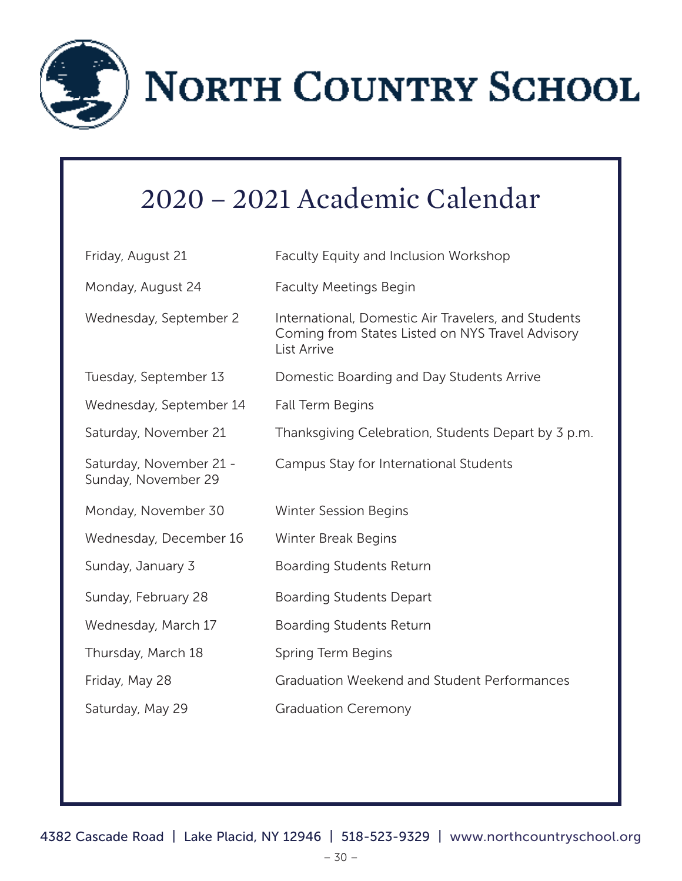# NORTH COUNTRY SCHOOL

## 2020 – 2021 Academic Calendar

| | |
|---|---|
| Friday, August 21 | Faculty Equity and Inclusion Workshop |
| Monday, August 24 | Faculty Meetings Begin |
| Wednesday, September 2 | International, Domestic Air Travelers, and Students Coming from States Listed on NYS Travel Advisory List Arrive |
| Tuesday, September 13 | Domestic Boarding and Day Students Arrive |
| Wednesday, September 14 | Fall Term Begins |
| Saturday, November 21 | Thanksgiving Celebration, Students Depart by 3 p.m. |
| Saturday, November 21 - Sunday, November 29 | Campus Stay for International Students |
| Monday, November 30 | Winter Session Begins |
| Wednesday, December 16 | Winter Break Begins |
| Sunday, January 3 | Boarding Students Return |
| Sunday, February 28 | Boarding Students Depart |
| Wednesday, March 17 | Boarding Students Return |
| Thursday, March 18 | Spring Term Begins |
| Friday, May 28 | Graduation Weekend and Student Performances |
| Saturday, May 29 | Graduation Ceremony |

4382 Cascade Road | Lake Placid, NY 12946 | 518-523-9329 | www.northcountryschool.org